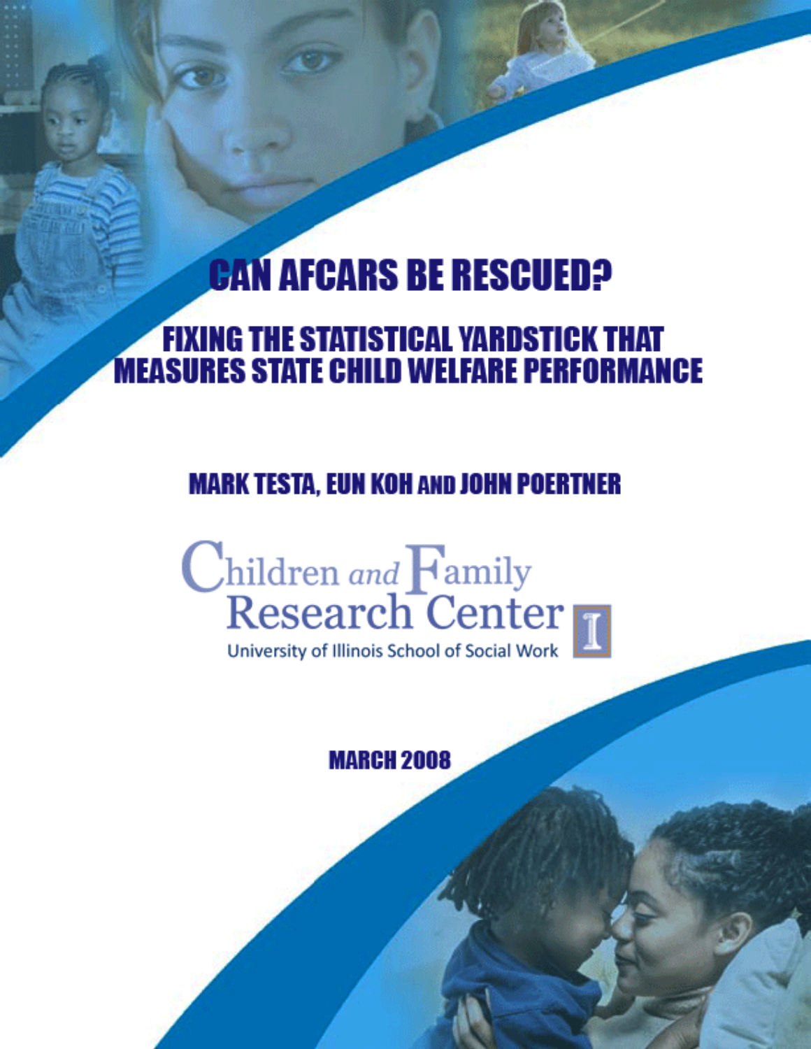# CAN AFCARS BE RESCUED?

## FIXING THE STATISTICAL YARDSTICK THAT MEASURES STATE CHILD WELFARE PERFORMANCE

**MARK TESTA, EUN KOH AND JOHN POERTNER**

Children and Family Research Center

University of Illinois School of Social Work

**MARCH 2008**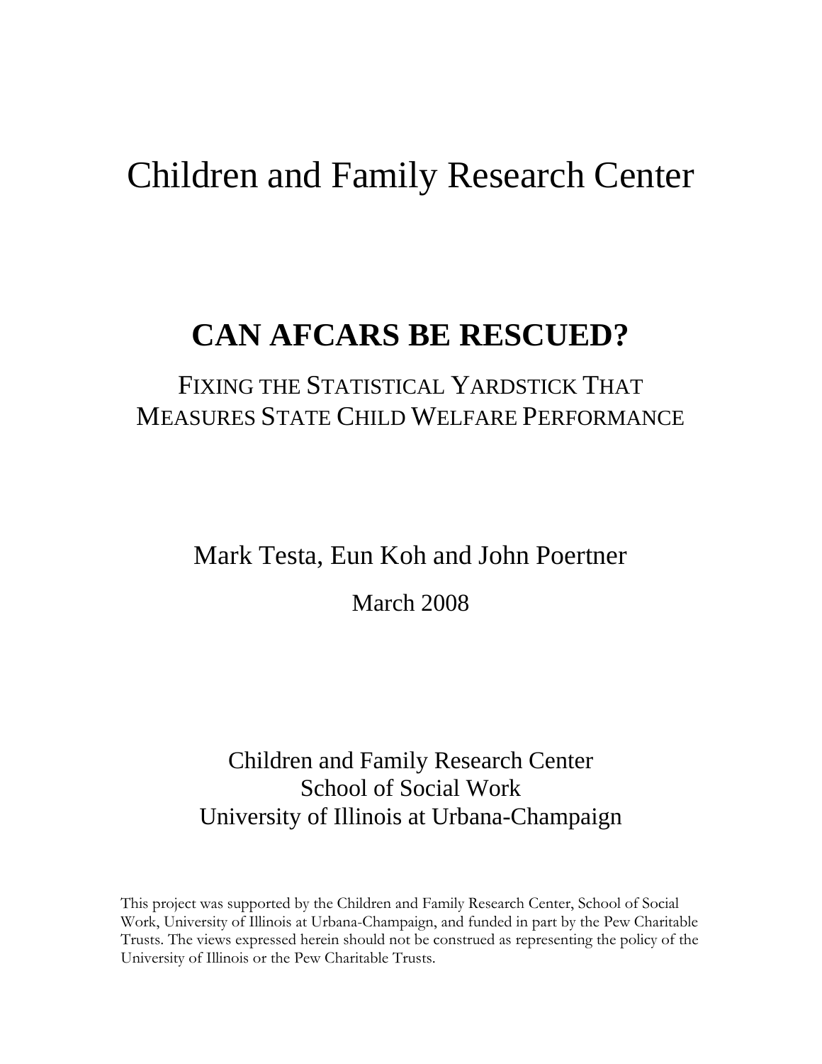# Children and Family Research Center

## CAN AFCARS BE RESCUED?

### FIXING THE STATISTICAL YARDSTICK THAT MEASURES STATE CHILD WELFARE PERFORMANCE

Mark Testa, Eun Koh and John Poertner

March 2008

Children and Family Research Center
School of Social Work
University of Illinois at Urbana-Champaign

This project was supported by the Children and Family Research Center, School of Social Work, University of Illinois at Urbana-Champaign, and funded in part by the Pew Charitable Trusts. The views expressed herein should not be construed as representing the policy of the University of Illinois or the Pew Charitable Trusts.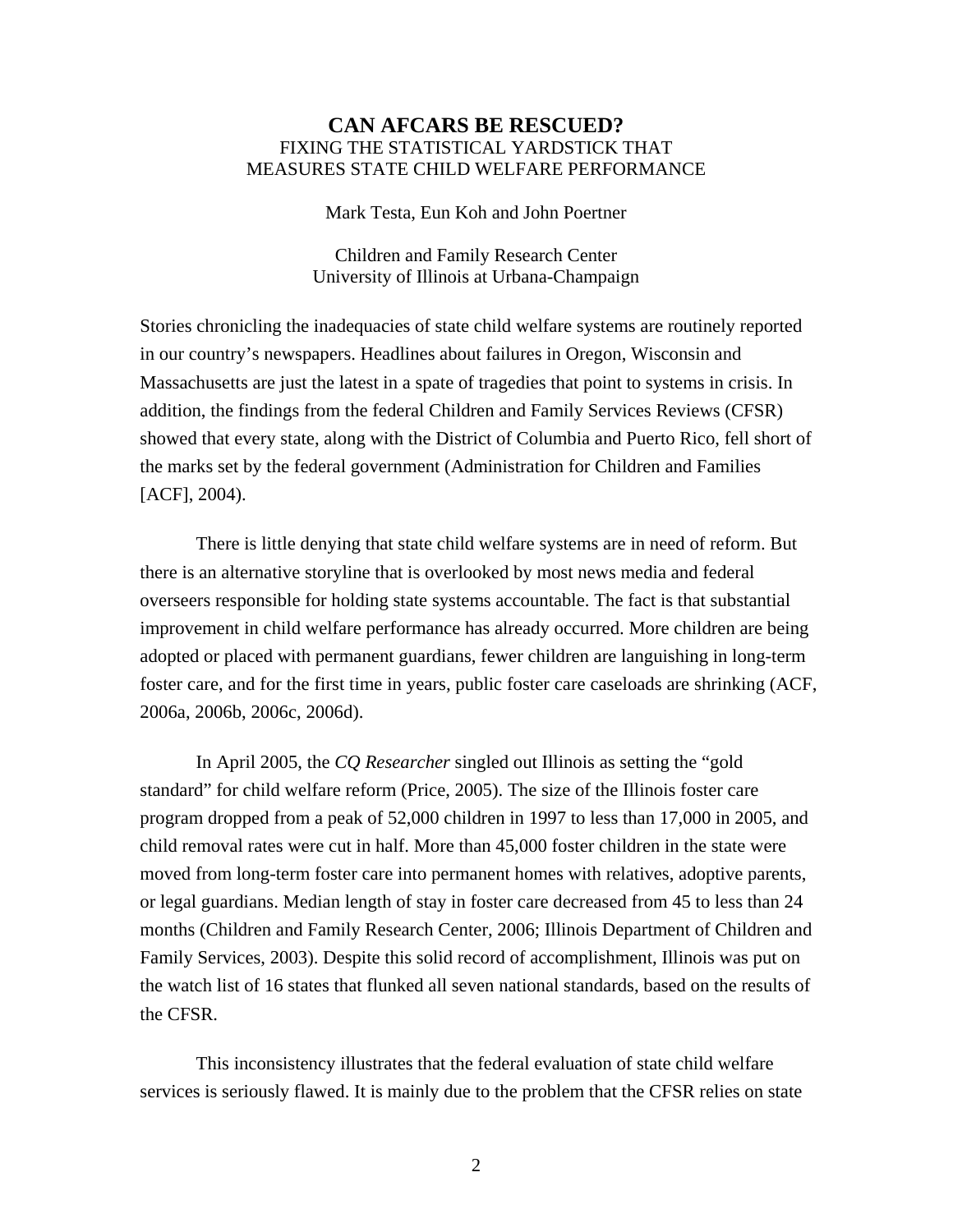# CAN AFCARS BE RESCUED?

FIXING THE STATISTICAL YARDSTICK THAT MEASURES STATE CHILD WELFARE PERFORMANCE

Mark Testa, Eun Koh and John Poertner

Children and Family Research Center
University of Illinois at Urbana-Champaign

Stories chronicling the inadequacies of state child welfare systems are routinely reported in our country's newspapers. Headlines about failures in Oregon, Wisconsin and Massachusetts are just the latest in a spate of tragedies that point to systems in crisis. In addition, the findings from the federal Children and Family Services Reviews (CFSR) showed that every state, along with the District of Columbia and Puerto Rico, fell short of the marks set by the federal government (Administration for Children and Families [ACF], 2004).

There is little denying that state child welfare systems are in need of reform. But there is an alternative storyline that is overlooked by most news media and federal overseers responsible for holding state systems accountable. The fact is that substantial improvement in child welfare performance has already occurred. More children are being adopted or placed with permanent guardians, fewer children are languishing in long-term foster care, and for the first time in years, public foster care caseloads are shrinking (ACF, 2006a, 2006b, 2006c, 2006d).

In April 2005, the *CQ Researcher* singled out Illinois as setting the "gold standard" for child welfare reform (Price, 2005). The size of the Illinois foster care program dropped from a peak of 52,000 children in 1997 to less than 17,000 in 2005, and child removal rates were cut in half. More than 45,000 foster children in the state were moved from long-term foster care into permanent homes with relatives, adoptive parents, or legal guardians. Median length of stay in foster care decreased from 45 to less than 24 months (Children and Family Research Center, 2006; Illinois Department of Children and Family Services, 2003). Despite this solid record of accomplishment, Illinois was put on the watch list of 16 states that flunked all seven national standards, based on the results of the CFSR.

This inconsistency illustrates that the federal evaluation of state child welfare services is seriously flawed. It is mainly due to the problem that the CFSR relies on state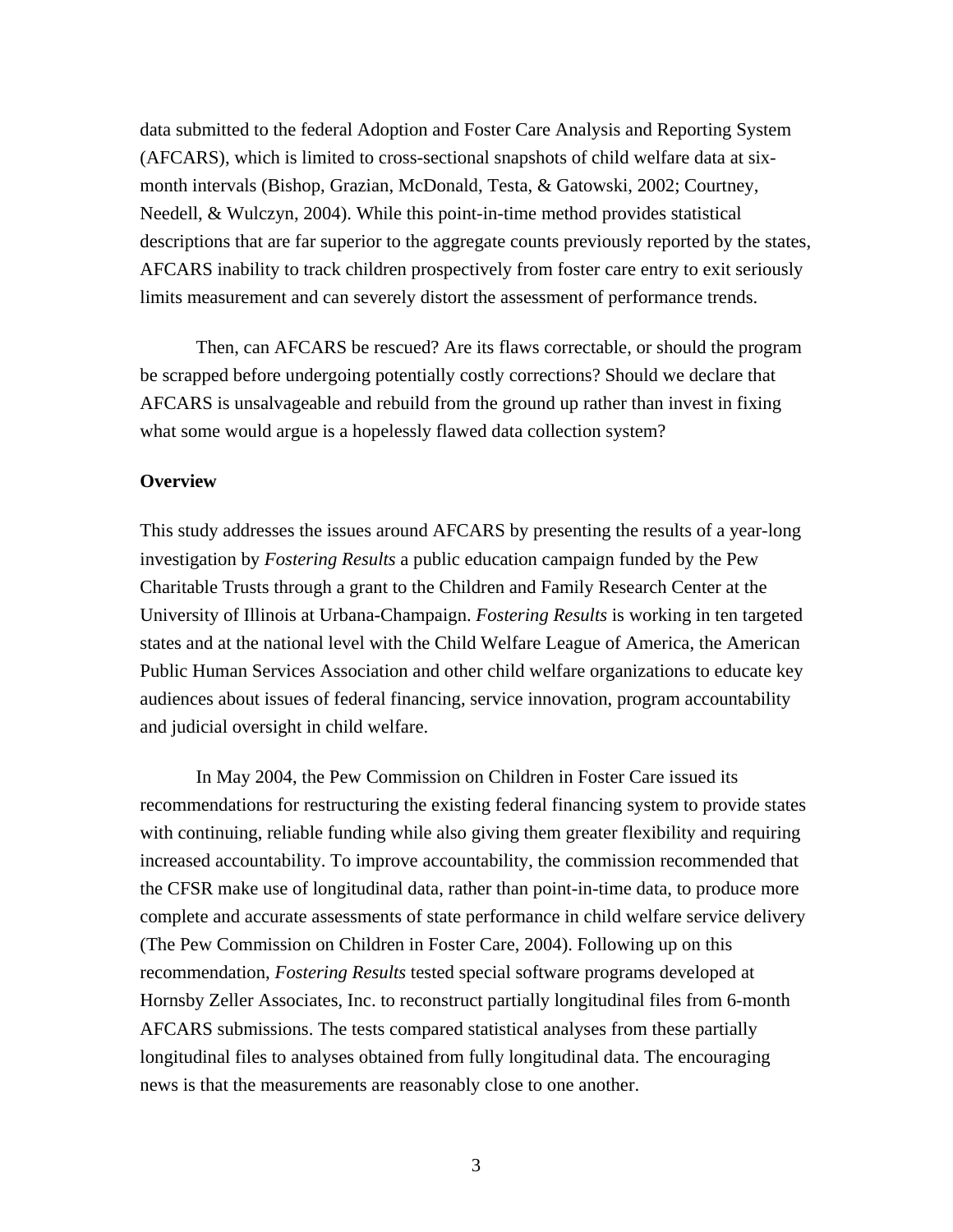data submitted to the federal Adoption and Foster Care Analysis and Reporting System (AFCARS), which is limited to cross-sectional snapshots of child welfare data at six-month intervals (Bishop, Grazian, McDonald, Testa, & Gatowski, 2002; Courtney, Needell, & Wulczyn, 2004). While this point-in-time method provides statistical descriptions that are far superior to the aggregate counts previously reported by the states, AFCARS inability to track children prospectively from foster care entry to exit seriously limits measurement and can severely distort the assessment of performance trends.

Then, can AFCARS be rescued? Are its flaws correctable, or should the program be scrapped before undergoing potentially costly corrections? Should we declare that AFCARS is unsalvageable and rebuild from the ground up rather than invest in fixing what some would argue is a hopelessly flawed data collection system?

**Overview**

This study addresses the issues around AFCARS by presenting the results of a year-long investigation by *Fostering Results* a public education campaign funded by the Pew Charitable Trusts through a grant to the Children and Family Research Center at the University of Illinois at Urbana-Champaign. *Fostering Results* is working in ten targeted states and at the national level with the Child Welfare League of America, the American Public Human Services Association and other child welfare organizations to educate key audiences about issues of federal financing, service innovation, program accountability and judicial oversight in child welfare.

In May 2004, the Pew Commission on Children in Foster Care issued its recommendations for restructuring the existing federal financing system to provide states with continuing, reliable funding while also giving them greater flexibility and requiring increased accountability. To improve accountability, the commission recommended that the CFSR make use of longitudinal data, rather than point-in-time data, to produce more complete and accurate assessments of state performance in child welfare service delivery (The Pew Commission on Children in Foster Care, 2004). Following up on this recommendation, *Fostering Results* tested special software programs developed at Hornsby Zeller Associates, Inc. to reconstruct partially longitudinal files from 6-month AFCARS submissions. The tests compared statistical analyses from these partially longitudinal files to analyses obtained from fully longitudinal data. The encouraging news is that the measurements are reasonably close to one another.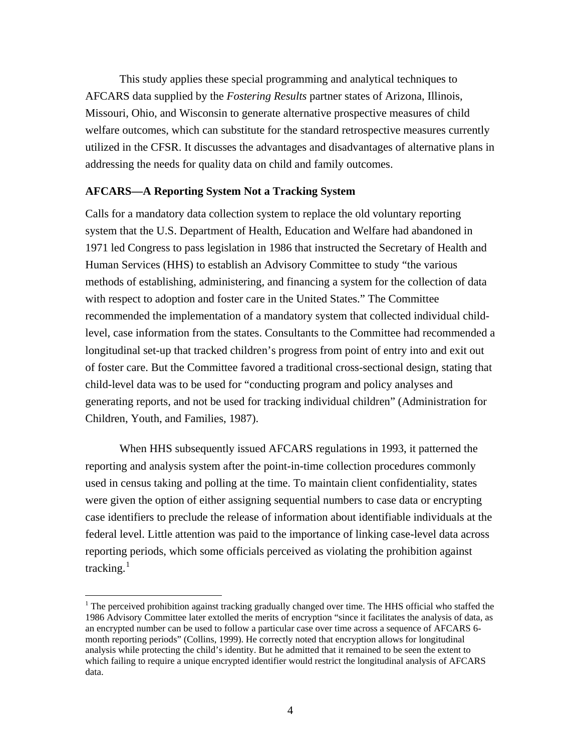This study applies these special programming and analytical techniques to AFCARS data supplied by the *Fostering Results* partner states of Arizona, Illinois, Missouri, Ohio, and Wisconsin to generate alternative prospective measures of child welfare outcomes, which can substitute for the standard retrospective measures currently utilized in the CFSR. It discusses the advantages and disadvantages of alternative plans in addressing the needs for quality data on child and family outcomes.

**AFCARS—A Reporting System Not a Tracking System**

Calls for a mandatory data collection system to replace the old voluntary reporting system that the U.S. Department of Health, Education and Welfare had abandoned in 1971 led Congress to pass legislation in 1986 that instructed the Secretary of Health and Human Services (HHS) to establish an Advisory Committee to study "the various methods of establishing, administering, and financing a system for the collection of data with respect to adoption and foster care in the United States." The Committee recommended the implementation of a mandatory system that collected individual child-level, case information from the states. Consultants to the Committee had recommended a longitudinal set-up that tracked children's progress from point of entry into and exit out of foster care. But the Committee favored a traditional cross-sectional design, stating that child-level data was to be used for "conducting program and policy analyses and generating reports, and not be used for tracking individual children" (Administration for Children, Youth, and Families, 1987).

When HHS subsequently issued AFCARS regulations in 1993, it patterned the reporting and analysis system after the point-in-time collection procedures commonly used in census taking and polling at the time. To maintain client confidentiality, states were given the option of either assigning sequential numbers to case data or encrypting case identifiers to preclude the release of information about identifiable individuals at the federal level. Little attention was paid to the importance of linking case-level data across reporting periods, which some officials perceived as violating the prohibition against tracking.[1]

[1] The perceived prohibition against tracking gradually changed over time. The HHS official who staffed the 1986 Advisory Committee later extolled the merits of encryption "since it facilitates the analysis of data, as an encrypted number can be used to follow a particular case over time across a sequence of AFCARS 6-month reporting periods" (Collins, 1999). He correctly noted that encryption allows for longitudinal analysis while protecting the child's identity. But he admitted that it remained to be seen the extent to which failing to require a unique encrypted identifier would restrict the longitudinal analysis of AFCARS data.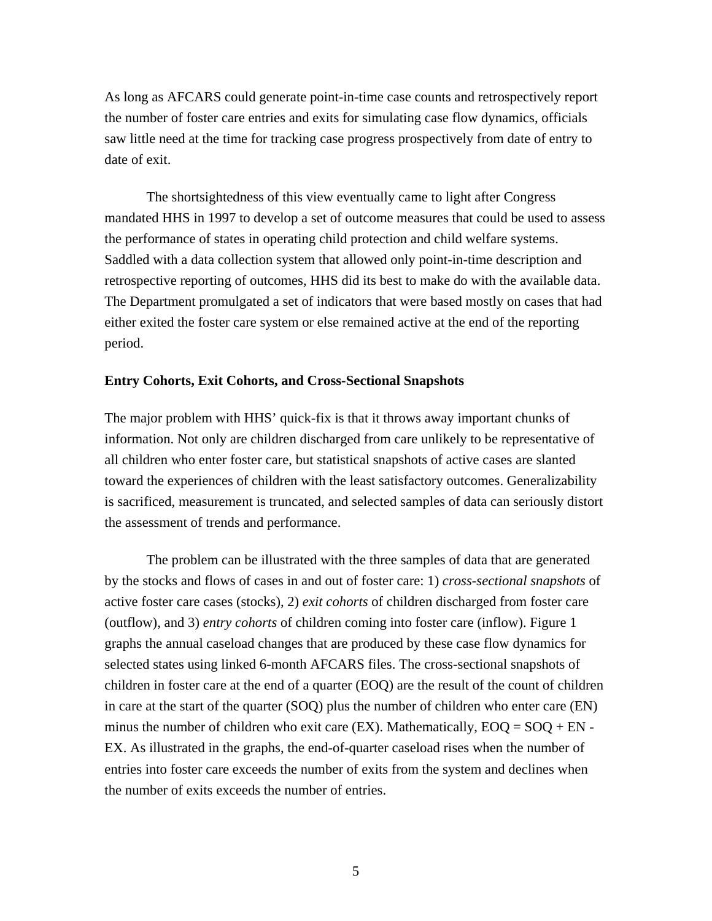As long as AFCARS could generate point-in-time case counts and retrospectively report the number of foster care entries and exits for simulating case flow dynamics, officials saw little need at the time for tracking case progress prospectively from date of entry to date of exit.

The shortsightedness of this view eventually came to light after Congress mandated HHS in 1997 to develop a set of outcome measures that could be used to assess the performance of states in operating child protection and child welfare systems. Saddled with a data collection system that allowed only point-in-time description and retrospective reporting of outcomes, HHS did its best to make do with the available data. The Department promulgated a set of indicators that were based mostly on cases that had either exited the foster care system or else remained active at the end of the reporting period.

**Entry Cohorts, Exit Cohorts, and Cross-Sectional Snapshots**

The major problem with HHS' quick-fix is that it throws away important chunks of information. Not only are children discharged from care unlikely to be representative of all children who enter foster care, but statistical snapshots of active cases are slanted toward the experiences of children with the least satisfactory outcomes. Generalizability is sacrificed, measurement is truncated, and selected samples of data can seriously distort the assessment of trends and performance.

The problem can be illustrated with the three samples of data that are generated by the stocks and flows of cases in and out of foster care: 1) *cross-sectional snapshots* of active foster care cases (stocks), 2) *exit cohorts* of children discharged from foster care (outflow), and 3) *entry cohorts* of children coming into foster care (inflow). Figure 1 graphs the annual caseload changes that are produced by these case flow dynamics for selected states using linked 6-month AFCARS files. The cross-sectional snapshots of children in foster care at the end of a quarter (EOQ) are the result of the count of children in care at the start of the quarter (SOQ) plus the number of children who enter care (EN) minus the number of children who exit care (EX). Mathematically, $EOQ = SOQ + EN - EX$. As illustrated in the graphs, the end-of-quarter caseload rises when the number of entries into foster care exceeds the number of exits from the system and declines when the number of exits exceeds the number of entries.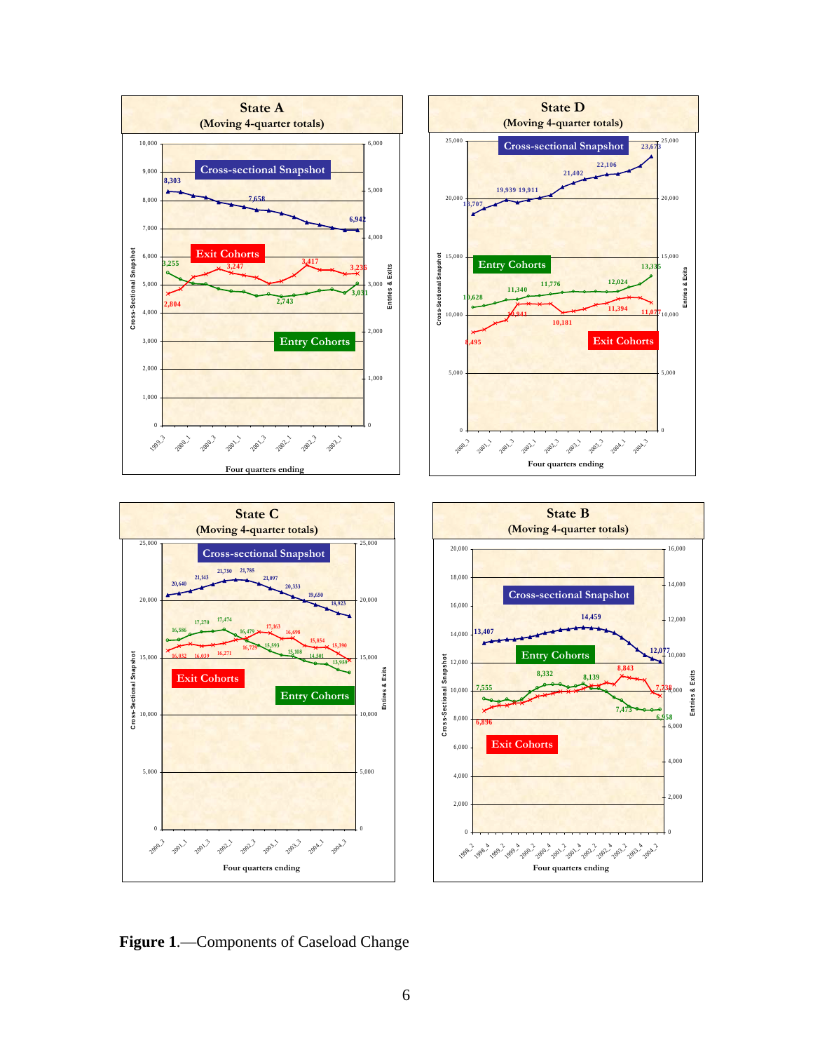**Figure 1**.—Components of Caseload Change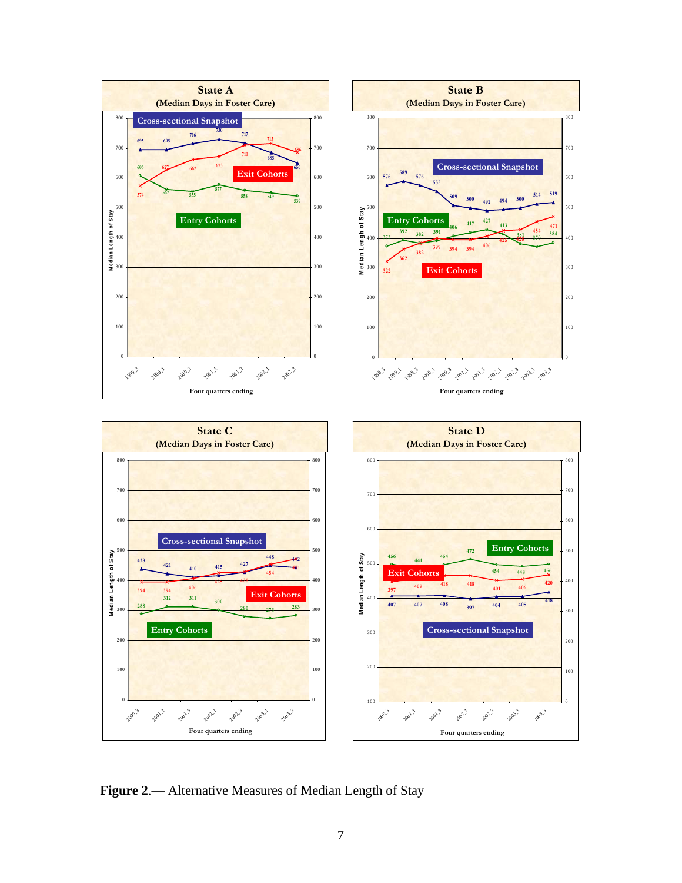**Figure 2**.— Alternative Measures of Median Length of Stay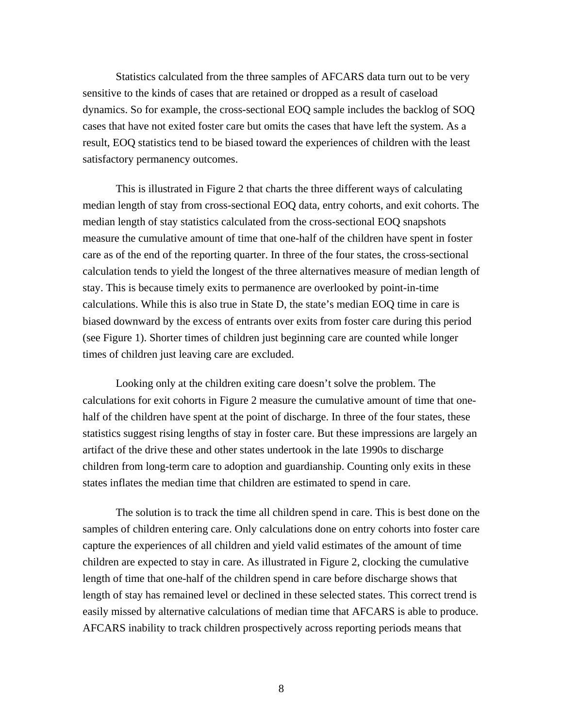Statistics calculated from the three samples of AFCARS data turn out to be very sensitive to the kinds of cases that are retained or dropped as a result of caseload dynamics. So for example, the cross-sectional EOQ sample includes the backlog of SOQ cases that have not exited foster care but omits the cases that have left the system. As a result, EOQ statistics tend to be biased toward the experiences of children with the least satisfactory permanency outcomes.

This is illustrated in Figure 2 that charts the three different ways of calculating median length of stay from cross-sectional EOQ data, entry cohorts, and exit cohorts. The median length of stay statistics calculated from the cross-sectional EOQ snapshots measure the cumulative amount of time that one-half of the children have spent in foster care as of the end of the reporting quarter. In three of the four states, the cross-sectional calculation tends to yield the longest of the three alternatives measure of median length of stay. This is because timely exits to permanence are overlooked by point-in-time calculations. While this is also true in State D, the state's median EOQ time in care is biased downward by the excess of entrants over exits from foster care during this period (see Figure 1). Shorter times of children just beginning care are counted while longer times of children just leaving care are excluded.

Looking only at the children exiting care doesn't solve the problem. The calculations for exit cohorts in Figure 2 measure the cumulative amount of time that one-half of the children have spent at the point of discharge. In three of the four states, these statistics suggest rising lengths of stay in foster care. But these impressions are largely an artifact of the drive these and other states undertook in the late 1990s to discharge children from long-term care to adoption and guardianship. Counting only exits in these states inflates the median time that children are estimated to spend in care.

The solution is to track the time all children spend in care. This is best done on the samples of children entering care. Only calculations done on entry cohorts into foster care capture the experiences of all children and yield valid estimates of the amount of time children are expected to stay in care. As illustrated in Figure 2, clocking the cumulative length of time that one-half of the children spend in care before discharge shows that length of stay has remained level or declined in these selected states. This correct trend is easily missed by alternative calculations of median time that AFCARS is able to produce. AFCARS inability to track children prospectively across reporting periods means that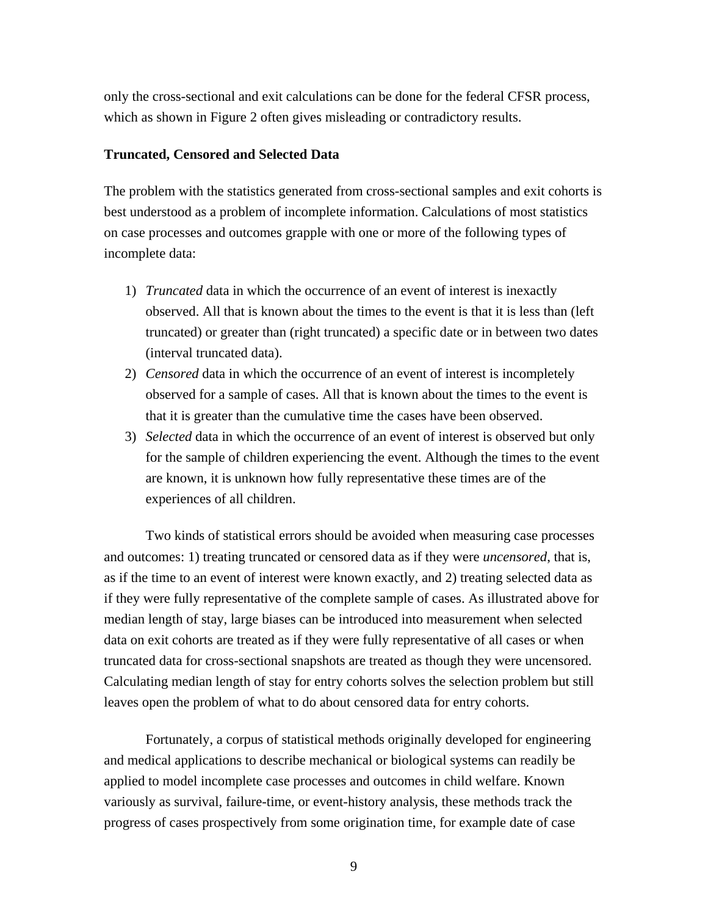only the cross-sectional and exit calculations can be done for the federal CFSR process, which as shown in Figure 2 often gives misleading or contradictory results.

**Truncated, Censored and Selected Data**

The problem with the statistics generated from cross-sectional samples and exit cohorts is best understood as a problem of incomplete information. Calculations of most statistics on case processes and outcomes grapple with one or more of the following types of incomplete data:

1) *Truncated* data in which the occurrence of an event of interest is inexactly observed. All that is known about the times to the event is that it is less than (left truncated) or greater than (right truncated) a specific date or in between two dates (interval truncated data).
2) *Censored* data in which the occurrence of an event of interest is incompletely observed for a sample of cases. All that is known about the times to the event is that it is greater than the cumulative time the cases have been observed.
3) *Selected* data in which the occurrence of an event of interest is observed but only for the sample of children experiencing the event. Although the times to the event are known, it is unknown how fully representative these times are of the experiences of all children.

Two kinds of statistical errors should be avoided when measuring case processes and outcomes: 1) treating truncated or censored data as if they were *uncensored*, that is, as if the time to an event of interest were known exactly, and 2) treating selected data as if they were fully representative of the complete sample of cases. As illustrated above for median length of stay, large biases can be introduced into measurement when selected data on exit cohorts are treated as if they were fully representative of all cases or when truncated data for cross-sectional snapshots are treated as though they were uncensored. Calculating median length of stay for entry cohorts solves the selection problem but still leaves open the problem of what to do about censored data for entry cohorts.

Fortunately, a corpus of statistical methods originally developed for engineering and medical applications to describe mechanical or biological systems can readily be applied to model incomplete case processes and outcomes in child welfare. Known variously as survival, failure-time, or event-history analysis, these methods track the progress of cases prospectively from some origination time, for example date of case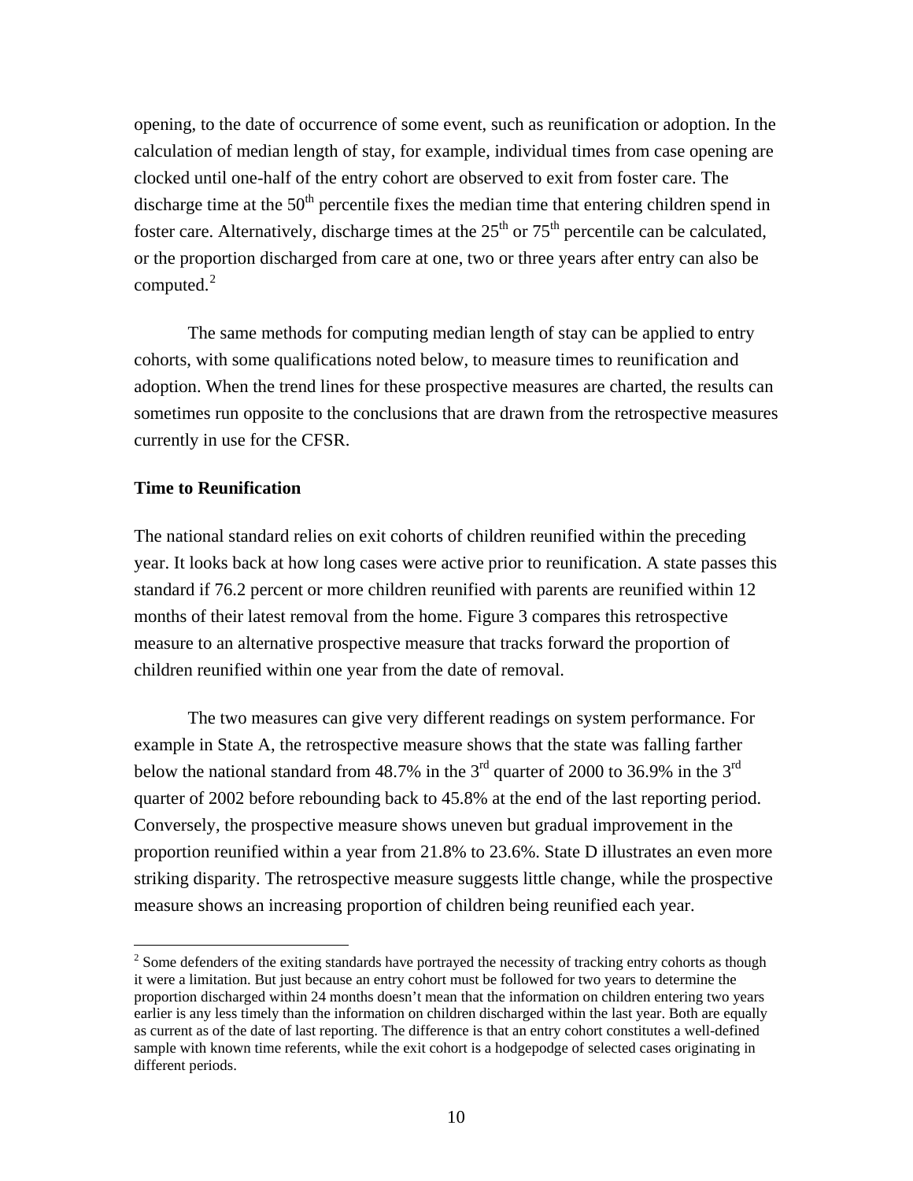opening, to the date of occurrence of some event, such as reunification or adoption. In the calculation of median length of stay, for example, individual times from case opening are clocked until one-half of the entry cohort are observed to exit from foster care. The discharge time at the 50th percentile fixes the median time that entering children spend in foster care. Alternatively, discharge times at the 25th or 75th percentile can be calculated, or the proportion discharged from care at one, two or three years after entry can also be computed.[2]

The same methods for computing median length of stay can be applied to entry cohorts, with some qualifications noted below, to measure times to reunification and adoption. When the trend lines for these prospective measures are charted, the results can sometimes run opposite to the conclusions that are drawn from the retrospective measures currently in use for the CFSR.

**Time to Reunification**

The national standard relies on exit cohorts of children reunified within the preceding year. It looks back at how long cases were active prior to reunification. A state passes this standard if 76.2 percent or more children reunified with parents are reunified within 12 months of their latest removal from the home. Figure 3 compares this retrospective measure to an alternative prospective measure that tracks forward the proportion of children reunified within one year from the date of removal.

The two measures can give very different readings on system performance. For example in State A, the retrospective measure shows that the state was falling farther below the national standard from 48.7% in the 3rd quarter of 2000 to 36.9% in the 3rd quarter of 2002 before rebounding back to 45.8% at the end of the last reporting period. Conversely, the prospective measure shows uneven but gradual improvement in the proportion reunified within a year from 21.8% to 23.6%. State D illustrates an even more striking disparity. The retrospective measure suggests little change, while the prospective measure shows an increasing proportion of children being reunified each year.

[2] Some defenders of the exiting standards have portrayed the necessity of tracking entry cohorts as though it were a limitation. But just because an entry cohort must be followed for two years to determine the proportion discharged within 24 months doesn't mean that the information on children entering two years earlier is any less timely than the information on children discharged within the last year. Both are equally as current as of the date of last reporting. The difference is that an entry cohort constitutes a well-defined sample with known time referents, while the exit cohort is a hodgepodge of selected cases originating in different periods.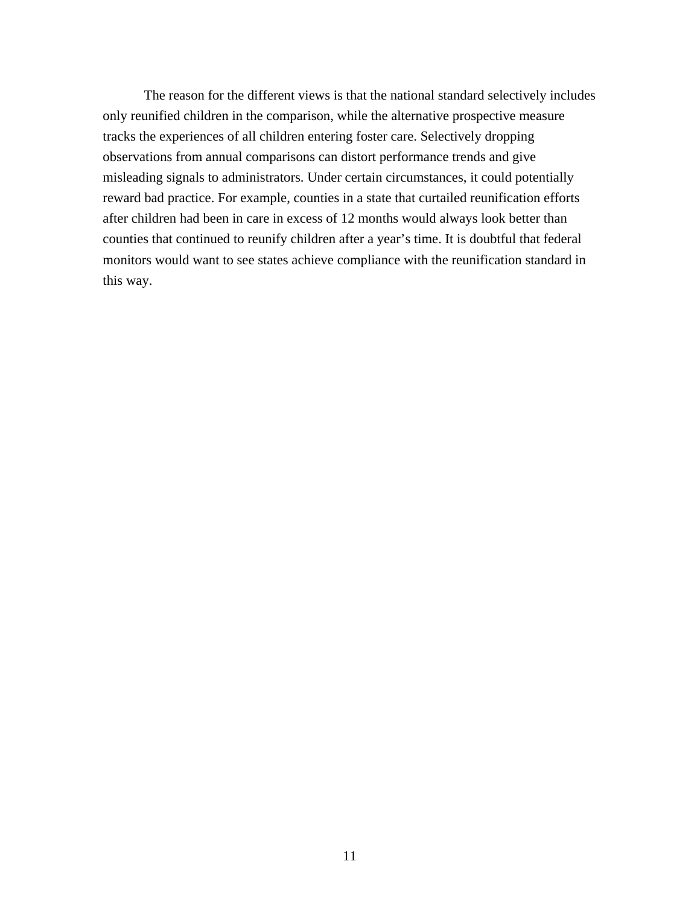The reason for the different views is that the national standard selectively includes only reunified children in the comparison, while the alternative prospective measure tracks the experiences of all children entering foster care. Selectively dropping observations from annual comparisons can distort performance trends and give misleading signals to administrators. Under certain circumstances, it could potentially reward bad practice. For example, counties in a state that curtailed reunification efforts after children had been in care in excess of 12 months would always look better than counties that continued to reunify children after a year's time. It is doubtful that federal monitors would want to see states achieve compliance with the reunification standard in this way.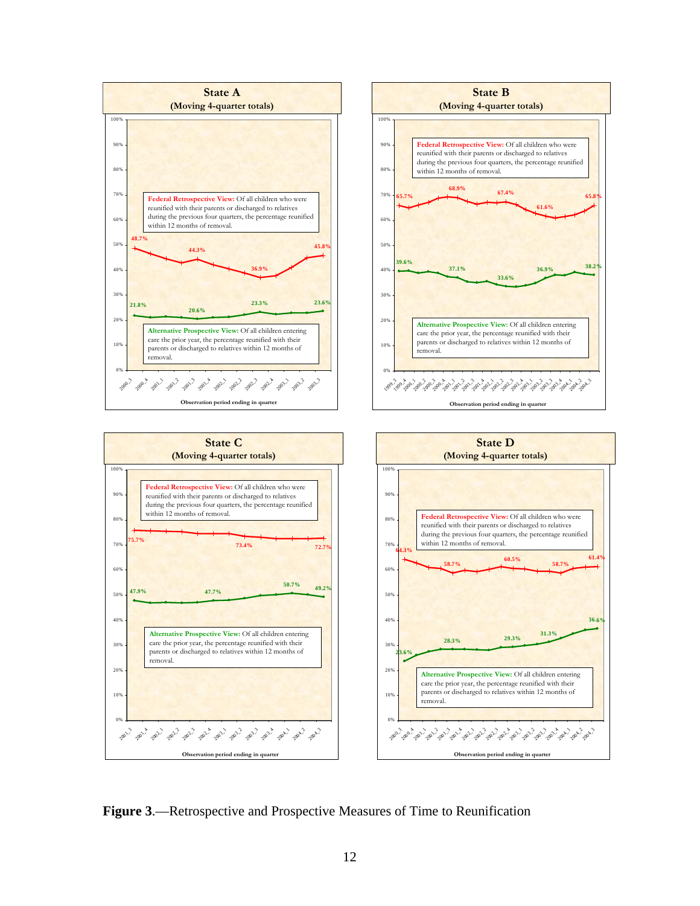**State A**
**(Moving 4-quarter totals)**

**Federal Retrospective View:** Of all children who were reunified with their parents or discharged to relatives during the previous four quarters, the percentage reunified within 12 months of removal.

**Alternative Prospective View:** Of all children entering care the prior year, the percentage reunified with their parents or discharged to relatives within 12 months of removal.

Observation period ending in quarter

**State B**
**(Moving 4-quarter totals)**

**Federal Retrospective View:** Of all children who were reunified with their parents or discharged to relatives during the previous four quarters, the percentage reunified within 12 months of removal.

**Alternative Prospective View:** Of all children entering care the prior year, the percentage reunified with their parents or discharged to relatives within 12 months of removal.

Observation period ending in quarter

**State C**
**(Moving 4-quarter totals)**

**Federal Retrospective View:** Of all children who were reunified with their parents or discharged to relatives during the previous four quarters, the percentage reunified within 12 months of removal.

**Alternative Prospective View:** Of all children entering care the prior year, the percentage reunified with their parents or discharged to relatives within 12 months of removal.

Observation period ending in quarter

**State D**
**(Moving 4-quarter totals)**

**Federal Retrospective View:** Of all children who were reunified with their parents or discharged to relatives during the previous four quarters, the percentage reunified within 12 months of removal.

**Alternative Prospective View:** Of all children entering care the prior year, the percentage reunified with their parents or discharged to relatives within 12 months of removal.

Observation period ending in quarter

**Figure 3**.—Retrospective and Prospective Measures of Time to Reunification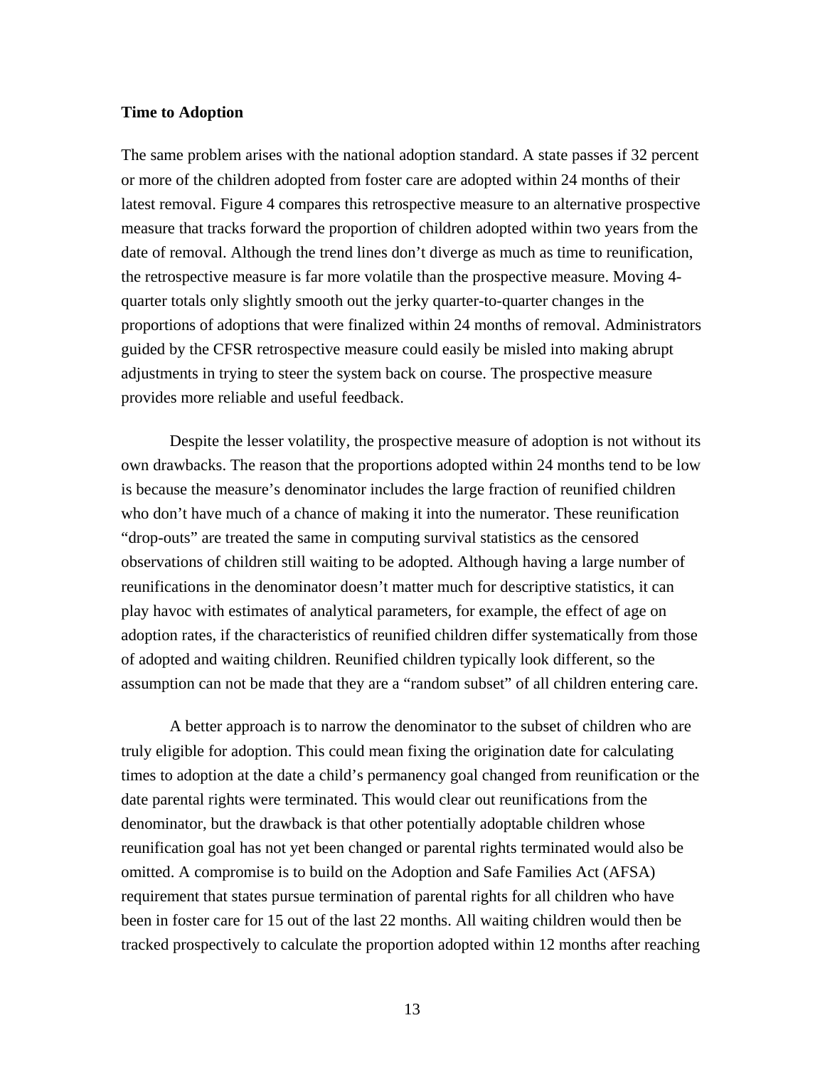**Time to Adoption**

The same problem arises with the national adoption standard. A state passes if 32 percent or more of the children adopted from foster care are adopted within 24 months of their latest removal. Figure 4 compares this retrospective measure to an alternative prospective measure that tracks forward the proportion of children adopted within two years from the date of removal. Although the trend lines don't diverge as much as time to reunification, the retrospective measure is far more volatile than the prospective measure. Moving 4-quarter totals only slightly smooth out the jerky quarter-to-quarter changes in the proportions of adoptions that were finalized within 24 months of removal. Administrators guided by the CFSR retrospective measure could easily be misled into making abrupt adjustments in trying to steer the system back on course. The prospective measure provides more reliable and useful feedback.

Despite the lesser volatility, the prospective measure of adoption is not without its own drawbacks. The reason that the proportions adopted within 24 months tend to be low is because the measure's denominator includes the large fraction of reunified children who don't have much of a chance of making it into the numerator. These reunification "drop-outs" are treated the same in computing survival statistics as the censored observations of children still waiting to be adopted. Although having a large number of reunifications in the denominator doesn't matter much for descriptive statistics, it can play havoc with estimates of analytical parameters, for example, the effect of age on adoption rates, if the characteristics of reunified children differ systematically from those of adopted and waiting children. Reunified children typically look different, so the assumption can not be made that they are a "random subset" of all children entering care.

A better approach is to narrow the denominator to the subset of children who are truly eligible for adoption. This could mean fixing the origination date for calculating times to adoption at the date a child's permanency goal changed from reunification or the date parental rights were terminated. This would clear out reunifications from the denominator, but the drawback is that other potentially adoptable children whose reunification goal has not yet been changed or parental rights terminated would also be omitted. A compromise is to build on the Adoption and Safe Families Act (AFSA) requirement that states pursue termination of parental rights for all children who have been in foster care for 15 out of the last 22 months. All waiting children would then be tracked prospectively to calculate the proportion adopted within 12 months after reaching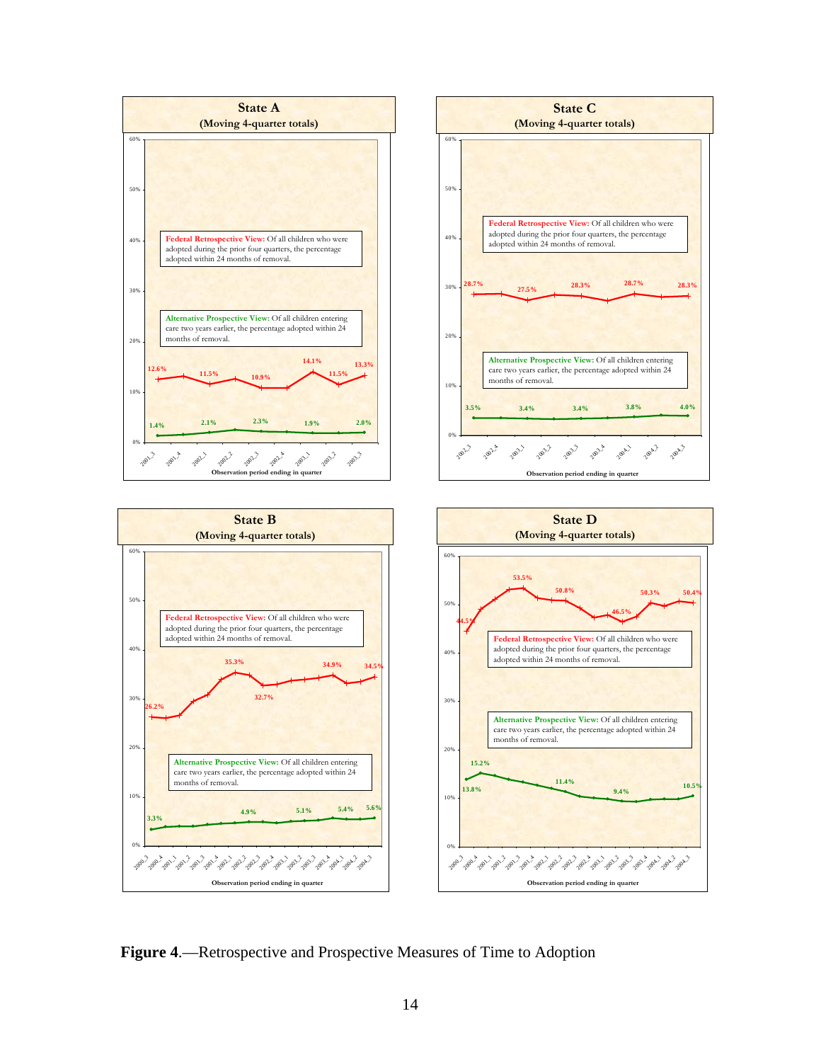**State A**
**(Moving 4-quarter totals)**

**Federal Retrospective View:** Of all children who were adopted during the prior four quarters, the percentage adopted within 24 months of removal.

**Alternative Prospective View:** Of all children entering care two years earlier, the percentage adopted within 24 months of removal.

Federal Retrospective View values: 12.6%, 11.5%, 10.9%, 14.1%, 11.5%, 13.3%

Alternative Prospective View values: 1.4%, 2.1%, 2.3%, 1.9%, 2.0%

Observation period ending in quarter: 2001_3, 2001_4, 2002_1, 2002_2, 2002_3, 2002_4, 2003_1, 2003_2, 2003_3

**State C**
**(Moving 4-quarter totals)**

**Federal Retrospective View:** Of all children who were adopted during the prior four quarters, the percentage adopted within 24 months of removal.

**Alternative Prospective View:** Of all children entering care two years earlier, the percentage adopted within 24 months of removal.

Federal Retrospective View values: 28.7%, 27.5%, 28.3%, 28.7%, 28.3%

Alternative Prospective View values: 3.5%, 3.4%, 3.4%, 3.8%, 4.0%

Observation period ending in quarter: 2002_3, 2002_4, 2003_1, 2003_2, 2003_3, 2003_4, 2004_1, 2004_2, 2004_3

**State B**
**(Moving 4-quarter totals)**

**Federal Retrospective View:** Of all children who were adopted during the prior four quarters, the percentage adopted within 24 months of removal.

**Alternative Prospective View:** Of all children entering care two years earlier, the percentage adopted within 24 months of removal.

Federal Retrospective View values: 26.2%, 35.3%, 32.7%, 34.9%, 34.5%

Alternative Prospective View values: 3.3%, 4.9%, 5.1%, 5.4%, 5.6%

Observation period ending in quarter: 2000_3, 2000_4, 2001_1, 2001_2, 2001_3, 2001_4, 2002_1, 2002_2, 2002_3, 2002_4, 2003_1, 2003_2, 2003_3, 2003_4, 2004_1, 2004_2, 2004_3

**State D**
**(Moving 4-quarter totals)**

**Federal Retrospective View:** Of all children who were adopted during the prior four quarters, the percentage adopted within 24 months of removal.

**Alternative Prospective View:** Of all children entering care two years earlier, the percentage adopted within 24 months of removal.

Federal Retrospective View values: 44.5%, 53.5%, 50.8%, 46.5%, 50.3%, 50.4%

Alternative Prospective View values: 13.8%, 15.2%, 11.4%, 9.4%, 10.5%

Observation period ending in quarter: 2000_3, 2000_4, 2001_1, 2001_2, 2001_3, 2001_4, 2002_1, 2002_2, 2002_3, 2002_4, 2003_1, 2003_2, 2003_3, 2003_4, 2004_1, 2004_2, 2004_3

**Figure 4**.—Retrospective and Prospective Measures of Time to Adoption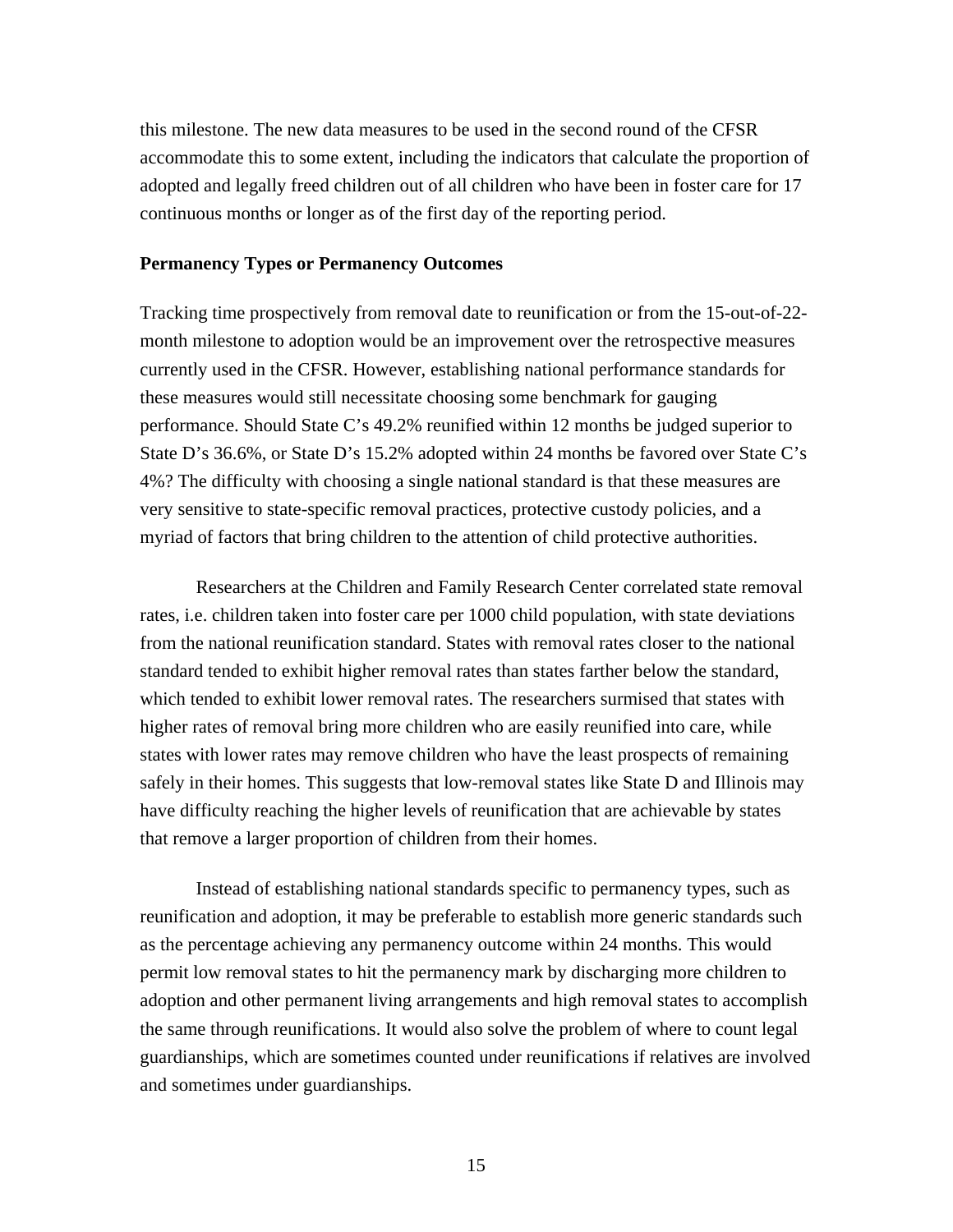this milestone. The new data measures to be used in the second round of the CFSR accommodate this to some extent, including the indicators that calculate the proportion of adopted and legally freed children out of all children who have been in foster care for 17 continuous months or longer as of the first day of the reporting period.

### Permanency Types or Permanency Outcomes

Tracking time prospectively from removal date to reunification or from the 15-out-of-22-month milestone to adoption would be an improvement over the retrospective measures currently used in the CFSR. However, establishing national performance standards for these measures would still necessitate choosing some benchmark for gauging performance. Should State C's 49.2% reunified within 12 months be judged superior to State D's 36.6%, or State D's 15.2% adopted within 24 months be favored over State C's 4%? The difficulty with choosing a single national standard is that these measures are very sensitive to state-specific removal practices, protective custody policies, and a myriad of factors that bring children to the attention of child protective authorities.

Researchers at the Children and Family Research Center correlated state removal rates, i.e. children taken into foster care per 1000 child population, with state deviations from the national reunification standard. States with removal rates closer to the national standard tended to exhibit higher removal rates than states farther below the standard, which tended to exhibit lower removal rates. The researchers surmised that states with higher rates of removal bring more children who are easily reunified into care, while states with lower rates may remove children who have the least prospects of remaining safely in their homes. This suggests that low-removal states like State D and Illinois may have difficulty reaching the higher levels of reunification that are achievable by states that remove a larger proportion of children from their homes.

Instead of establishing national standards specific to permanency types, such as reunification and adoption, it may be preferable to establish more generic standards such as the percentage achieving any permanency outcome within 24 months. This would permit low removal states to hit the permanency mark by discharging more children to adoption and other permanent living arrangements and high removal states to accomplish the same through reunifications. It would also solve the problem of where to count legal guardianships, which are sometimes counted under reunifications if relatives are involved and sometimes under guardianships.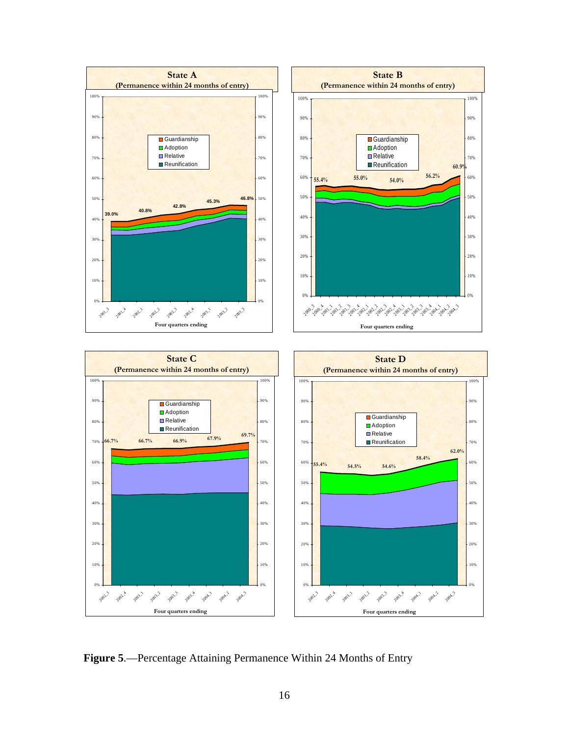**Figure 5**.—Percentage Attaining Permanence Within 24 Months of Entry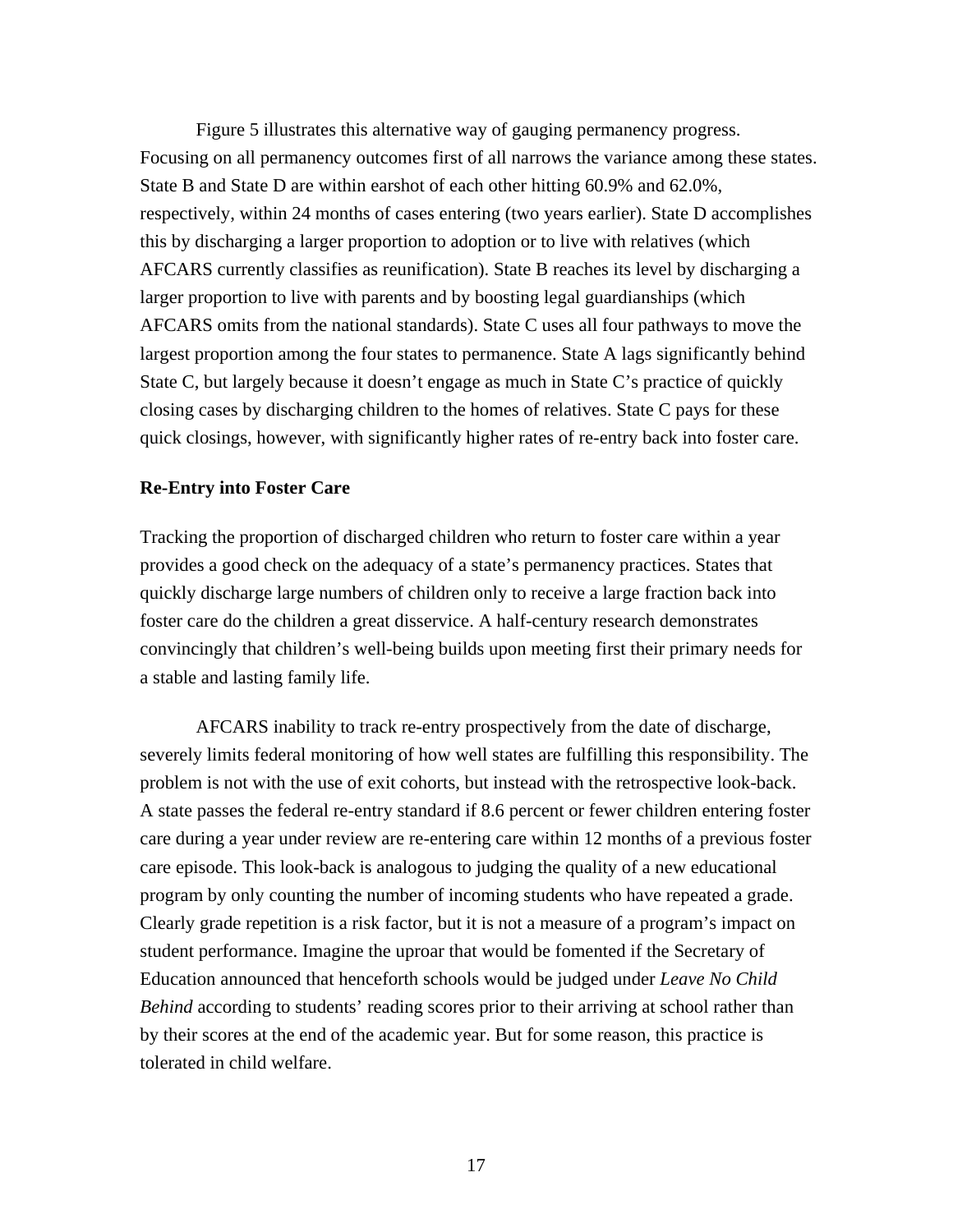Figure 5 illustrates this alternative way of gauging permanency progress. Focusing on all permanency outcomes first of all narrows the variance among these states. State B and State D are within earshot of each other hitting 60.9% and 62.0%, respectively, within 24 months of cases entering (two years earlier). State D accomplishes this by discharging a larger proportion to adoption or to live with relatives (which AFCARS currently classifies as reunification). State B reaches its level by discharging a larger proportion to live with parents and by boosting legal guardianships (which AFCARS omits from the national standards). State C uses all four pathways to move the largest proportion among the four states to permanence. State A lags significantly behind State C, but largely because it doesn't engage as much in State C's practice of quickly closing cases by discharging children to the homes of relatives. State C pays for these quick closings, however, with significantly higher rates of re-entry back into foster care.

**Re-Entry into Foster Care**

Tracking the proportion of discharged children who return to foster care within a year provides a good check on the adequacy of a state's permanency practices. States that quickly discharge large numbers of children only to receive a large fraction back into foster care do the children a great disservice. A half-century research demonstrates convincingly that children's well-being builds upon meeting first their primary needs for a stable and lasting family life.

AFCARS inability to track re-entry prospectively from the date of discharge, severely limits federal monitoring of how well states are fulfilling this responsibility. The problem is not with the use of exit cohorts, but instead with the retrospective look-back. A state passes the federal re-entry standard if 8.6 percent or fewer children entering foster care during a year under review are re-entering care within 12 months of a previous foster care episode. This look-back is analogous to judging the quality of a new educational program by only counting the number of incoming students who have repeated a grade. Clearly grade repetition is a risk factor, but it is not a measure of a program's impact on student performance. Imagine the uproar that would be fomented if the Secretary of Education announced that henceforth schools would be judged under *Leave No Child Behind* according to students' reading scores prior to their arriving at school rather than by their scores at the end of the academic year. But for some reason, this practice is tolerated in child welfare.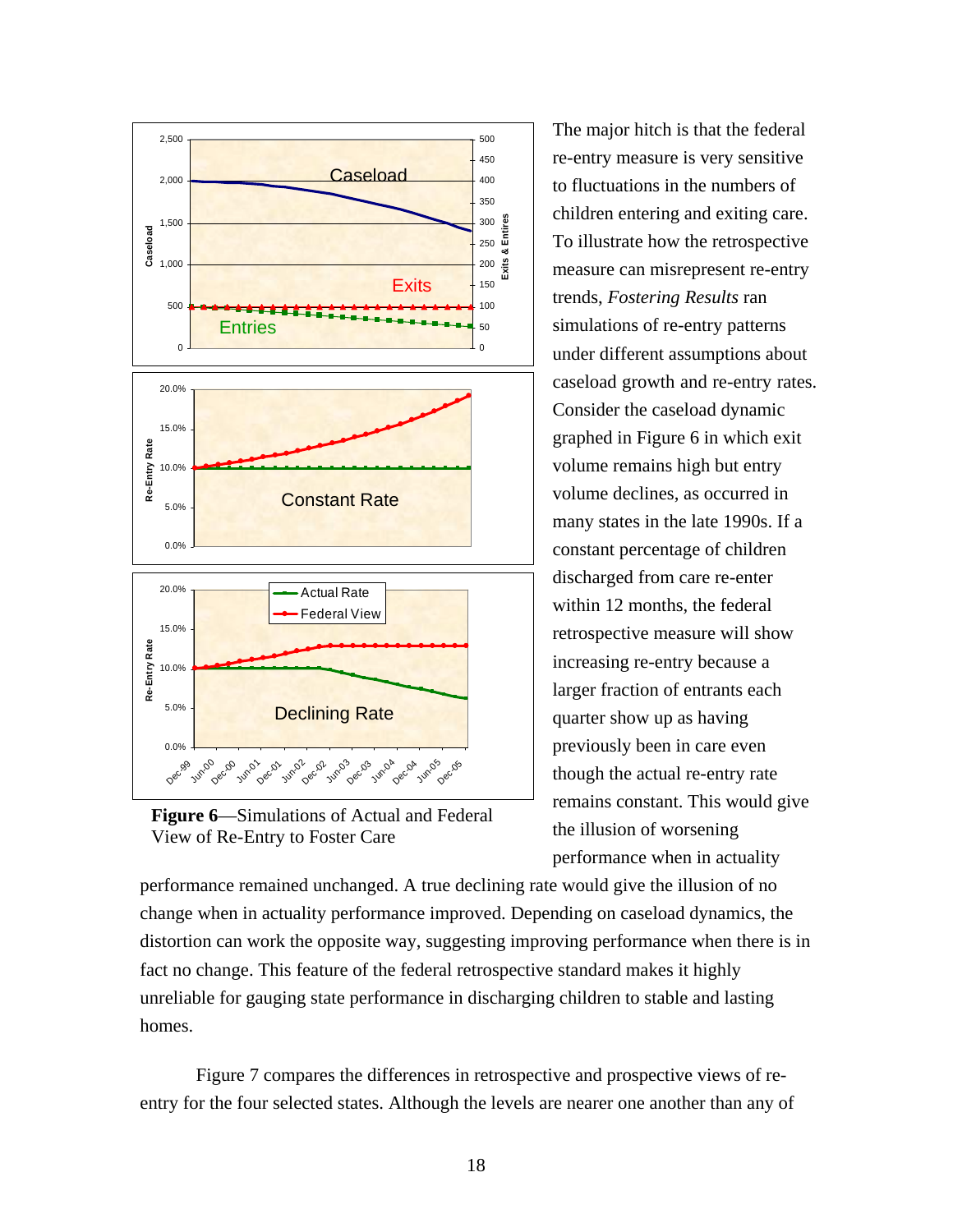Figure 6—Simulations of Actual and Federal View of Re-Entry to Foster Care

The major hitch is that the federal re-entry measure is very sensitive to fluctuations in the numbers of children entering and exiting care. To illustrate how the retrospective measure can misrepresent re-entry trends, *Fostering Results* ran simulations of re-entry patterns under different assumptions about caseload growth and re-entry rates. Consider the caseload dynamic graphed in Figure 6 in which exit volume remains high but entry volume declines, as occurred in many states in the late 1990s. If a constant percentage of children discharged from care re-enter within 12 months, the federal retrospective measure will show increasing re-entry because a larger fraction of entrants each quarter show up as having previously been in care even though the actual re-entry rate remains constant. This would give the illusion of worsening performance when in actuality performance remained unchanged. A true declining rate would give the illusion of no change when in actuality performance improved. Depending on caseload dynamics, the distortion can work the opposite way, suggesting improving performance when there is in fact no change. This feature of the federal retrospective standard makes it highly unreliable for gauging state performance in discharging children to stable and lasting homes.

Figure 7 compares the differences in retrospective and prospective views of re-entry for the four selected states. Although the levels are nearer one another than any of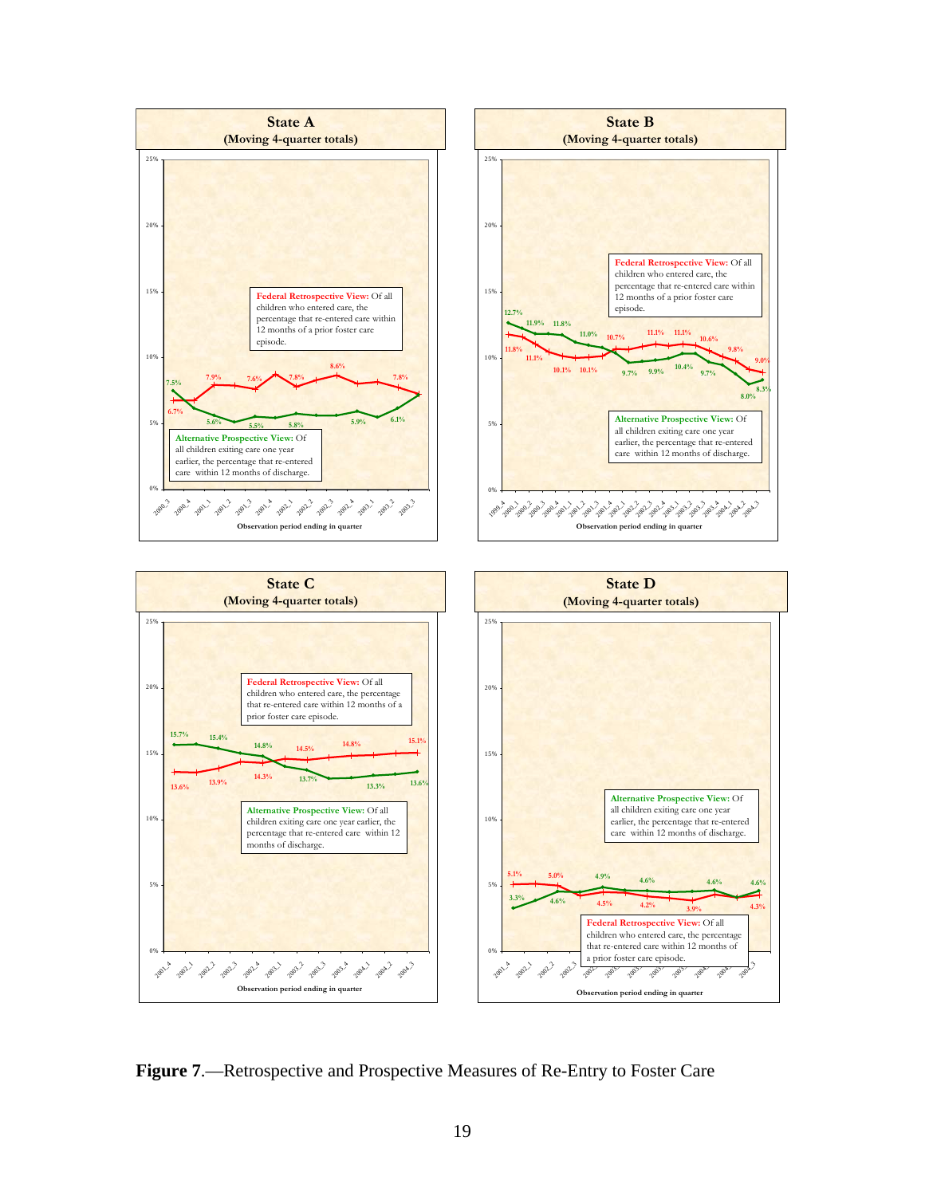**State A**
**(Moving 4-quarter totals)**

**Federal Retrospective View:** Of all children who entered care, the percentage that re-entered care within 12 months of a prior foster care episode.

**Alternative Prospective View:** Of all children exiting care one year earlier, the percentage that re-entered care within 12 months of discharge.

Observation period ending in quarter

**State B**
**(Moving 4-quarter totals)**

**Federal Retrospective View:** Of all children who entered care, the percentage that re-entered care within 12 months of a prior foster care episode.

**Alternative Prospective View:** Of all children exiting care one year earlier, the percentage that re-entered care within 12 months of discharge.

Observation period ending in quarter

**State C**
**(Moving 4-quarter totals)**

**Federal Retrospective View:** Of all children who entered care, the percentage that re-entered care within 12 months of a prior foster care episode.

**Alternative Prospective View:** Of all children exiting care one year earlier, the percentage that re-entered care within 12 months of discharge.

Observation period ending in quarter

**State D**
**(Moving 4-quarter totals)**

**Alternative Prospective View:** Of all children exiting care one year earlier, the percentage that re-entered care within 12 months of discharge.

**Federal Retrospective View:** Of all children who entered care, the percentage that re-entered care within 12 months of a prior foster care episode.

Observation period ending in quarter

**Figure 7**.—Retrospective and Prospective Measures of Re-Entry to Foster Care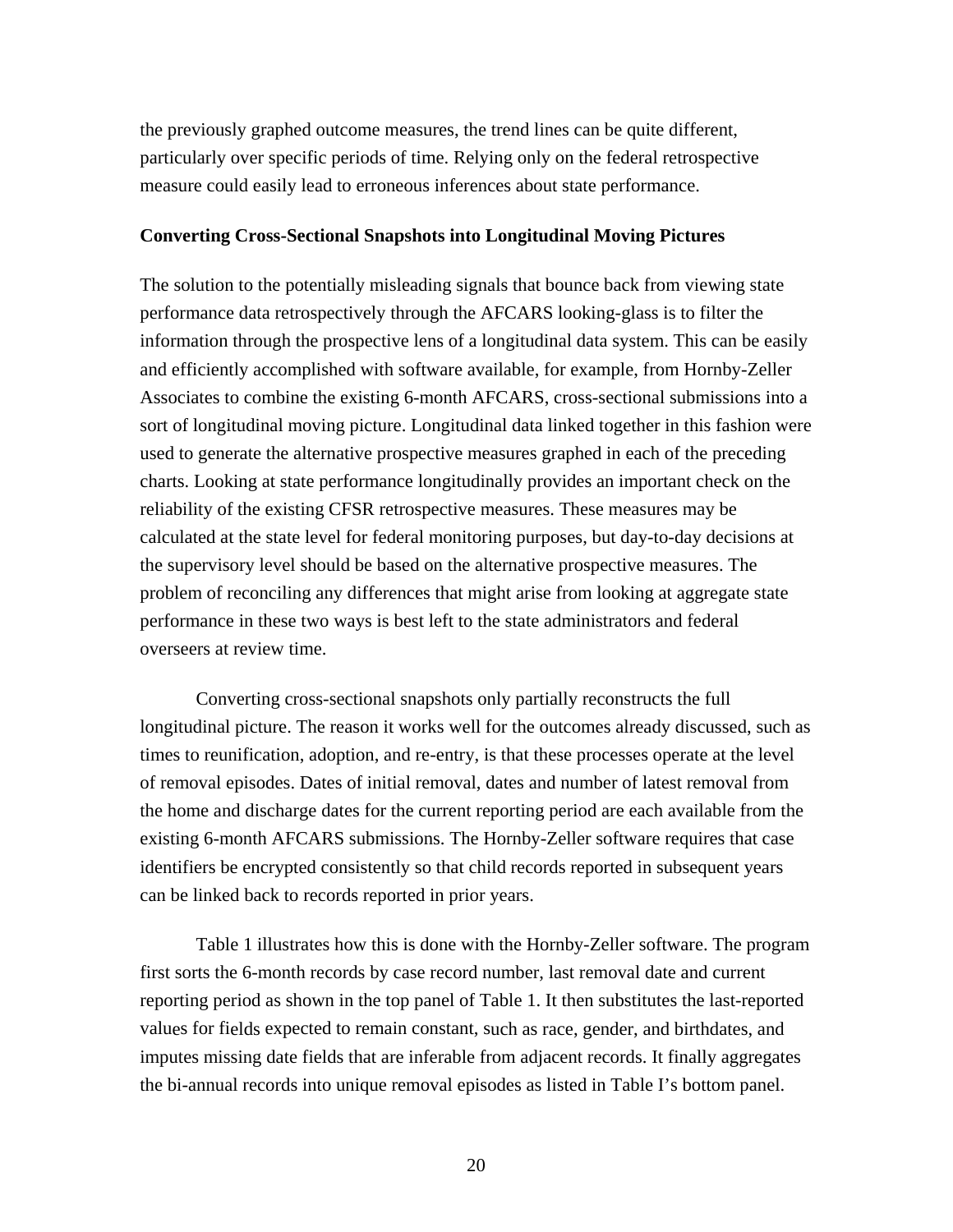the previously graphed outcome measures, the trend lines can be quite different, particularly over specific periods of time. Relying only on the federal retrospective measure could easily lead to erroneous inferences about state performance.

**Converting Cross-Sectional Snapshots into Longitudinal Moving Pictures**

The solution to the potentially misleading signals that bounce back from viewing state performance data retrospectively through the AFCARS looking-glass is to filter the information through the prospective lens of a longitudinal data system. This can be easily and efficiently accomplished with software available, for example, from Hornby-Zeller Associates to combine the existing 6-month AFCARS, cross-sectional submissions into a sort of longitudinal moving picture. Longitudinal data linked together in this fashion were used to generate the alternative prospective measures graphed in each of the preceding charts. Looking at state performance longitudinally provides an important check on the reliability of the existing CFSR retrospective measures. These measures may be calculated at the state level for federal monitoring purposes, but day-to-day decisions at the supervisory level should be based on the alternative prospective measures. The problem of reconciling any differences that might arise from looking at aggregate state performance in these two ways is best left to the state administrators and federal overseers at review time.

Converting cross-sectional snapshots only partially reconstructs the full longitudinal picture. The reason it works well for the outcomes already discussed, such as times to reunification, adoption, and re-entry, is that these processes operate at the level of removal episodes. Dates of initial removal, dates and number of latest removal from the home and discharge dates for the current reporting period are each available from the existing 6-month AFCARS submissions. The Hornby-Zeller software requires that case identifiers be encrypted consistently so that child records reported in subsequent years can be linked back to records reported in prior years.

Table 1 illustrates how this is done with the Hornby-Zeller software. The program first sorts the 6-month records by case record number, last removal date and current reporting period as shown in the top panel of Table 1. It then substitutes the last-reported values for fields expected to remain constant, such as race, gender, and birthdates, and imputes missing date fields that are inferable from adjacent records. It finally aggregates the bi-annual records into unique removal episodes as listed in Table I's bottom panel.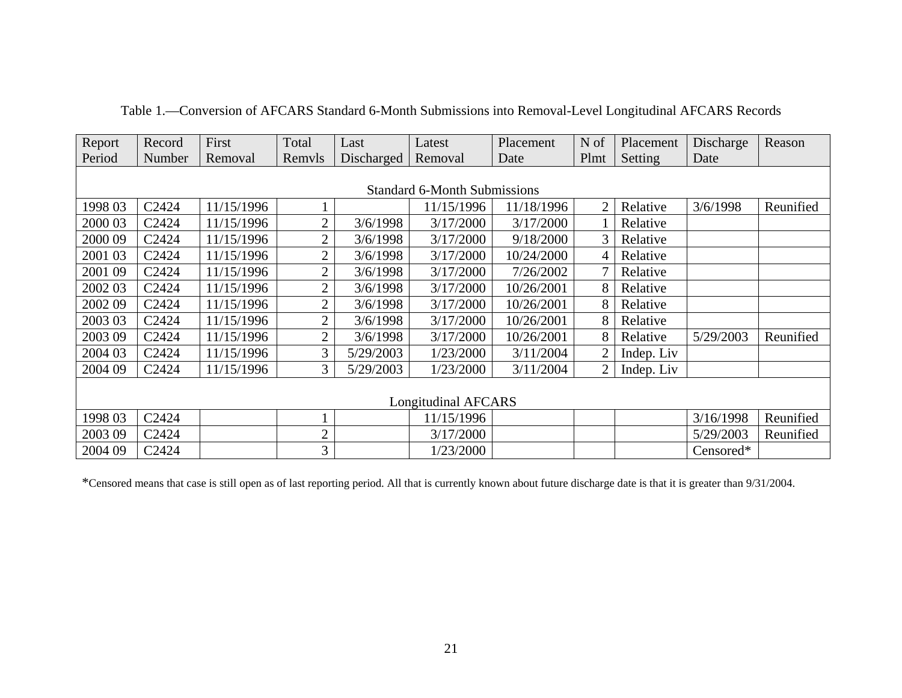Table 1.—Conversion of AFCARS Standard 6-Month Submissions into Removal-Level Longitudinal AFCARS Records

| Report Period | Record Number | First Removal | Total Remvls | Last Discharged | Latest Removal | Placement Date | N of Plmt | Placement Setting | Discharge Date | Reason |
|---|---|---|---|---|---|---|---|---|---|---|
| | | | | | Standard 6-Month Submissions | | | | | |
| 1998 03 | C2424 | 11/15/1996 | 1 | | 11/15/1996 | 11/18/1996 | 2 | Relative | 3/6/1998 | Reunified |
| 2000 03 | C2424 | 11/15/1996 | 2 | 3/6/1998 | 3/17/2000 | 3/17/2000 | 1 | Relative | | |
| 2000 09 | C2424 | 11/15/1996 | 2 | 3/6/1998 | 3/17/2000 | 9/18/2000 | 3 | Relative | | |
| 2001 03 | C2424 | 11/15/1996 | 2 | 3/6/1998 | 3/17/2000 | 10/24/2000 | 4 | Relative | | |
| 2001 09 | C2424 | 11/15/1996 | 2 | 3/6/1998 | 3/17/2000 | 7/26/2002 | 7 | Relative | | |
| 2002 03 | C2424 | 11/15/1996 | 2 | 3/6/1998 | 3/17/2000 | 10/26/2001 | 8 | Relative | | |
| 2002 09 | C2424 | 11/15/1996 | 2 | 3/6/1998 | 3/17/2000 | 10/26/2001 | 8 | Relative | | |
| 2003 03 | C2424 | 11/15/1996 | 2 | 3/6/1998 | 3/17/2000 | 10/26/2001 | 8 | Relative | | |
| 2003 09 | C2424 | 11/15/1996 | 2 | 3/6/1998 | 3/17/2000 | 10/26/2001 | 8 | Relative | 5/29/2003 | Reunified |
| 2004 03 | C2424 | 11/15/1996 | 3 | 5/29/2003 | 1/23/2000 | 3/11/2004 | 2 | Indep. Liv | | |
| 2004 09 | C2424 | 11/15/1996 | 3 | 5/29/2003 | 1/23/2000 | 3/11/2004 | 2 | Indep. Liv | | |
| | | | | | Longitudinal AFCARS | | | | | |
| 1998 03 | C2424 | | 1 | | 11/15/1996 | | | | 3/16/1998 | Reunified |
| 2003 09 | C2424 | | 2 | | 3/17/2000 | | | | 5/29/2003 | Reunified |
| 2004 09 | C2424 | | 3 | | 1/23/2000 | | | | Censored* | |

*Censored means that case is still open as of last reporting period. All that is currently known about future discharge date is that it is greater than 9/31/2004.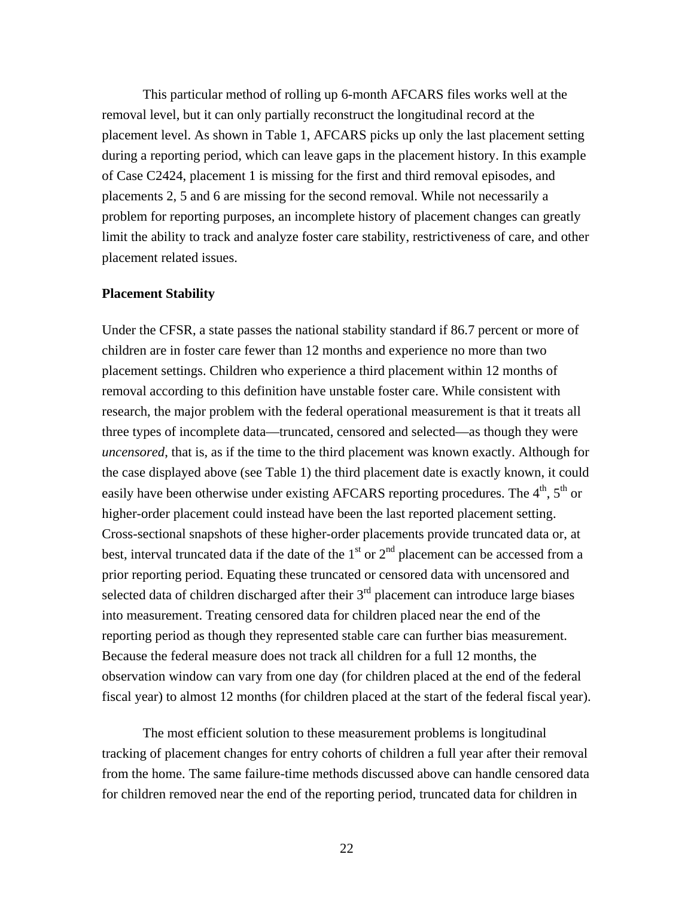This particular method of rolling up 6-month AFCARS files works well at the removal level, but it can only partially reconstruct the longitudinal record at the placement level. As shown in Table 1, AFCARS picks up only the last placement setting during a reporting period, which can leave gaps in the placement history. In this example of Case C2424, placement 1 is missing for the first and third removal episodes, and placements 2, 5 and 6 are missing for the second removal. While not necessarily a problem for reporting purposes, an incomplete history of placement changes can greatly limit the ability to track and analyze foster care stability, restrictiveness of care, and other placement related issues.

**Placement Stability**

Under the CFSR, a state passes the national stability standard if 86.7 percent or more of children are in foster care fewer than 12 months and experience no more than two placement settings. Children who experience a third placement within 12 months of removal according to this definition have unstable foster care. While consistent with research, the major problem with the federal operational measurement is that it treats all three types of incomplete data—truncated, censored and selected—as though they were *uncensored*, that is, as if the time to the third placement was known exactly. Although for the case displayed above (see Table 1) the third placement date is exactly known, it could easily have been otherwise under existing AFCARS reporting procedures. The 4th, 5th or higher-order placement could instead have been the last reported placement setting. Cross-sectional snapshots of these higher-order placements provide truncated data or, at best, interval truncated data if the date of the 1st or 2nd placement can be accessed from a prior reporting period. Equating these truncated or censored data with uncensored and selected data of children discharged after their 3rd placement can introduce large biases into measurement. Treating censored data for children placed near the end of the reporting period as though they represented stable care can further bias measurement. Because the federal measure does not track all children for a full 12 months, the observation window can vary from one day (for children placed at the end of the federal fiscal year) to almost 12 months (for children placed at the start of the federal fiscal year).

The most efficient solution to these measurement problems is longitudinal tracking of placement changes for entry cohorts of children a full year after their removal from the home. The same failure-time methods discussed above can handle censored data for children removed near the end of the reporting period, truncated data for children in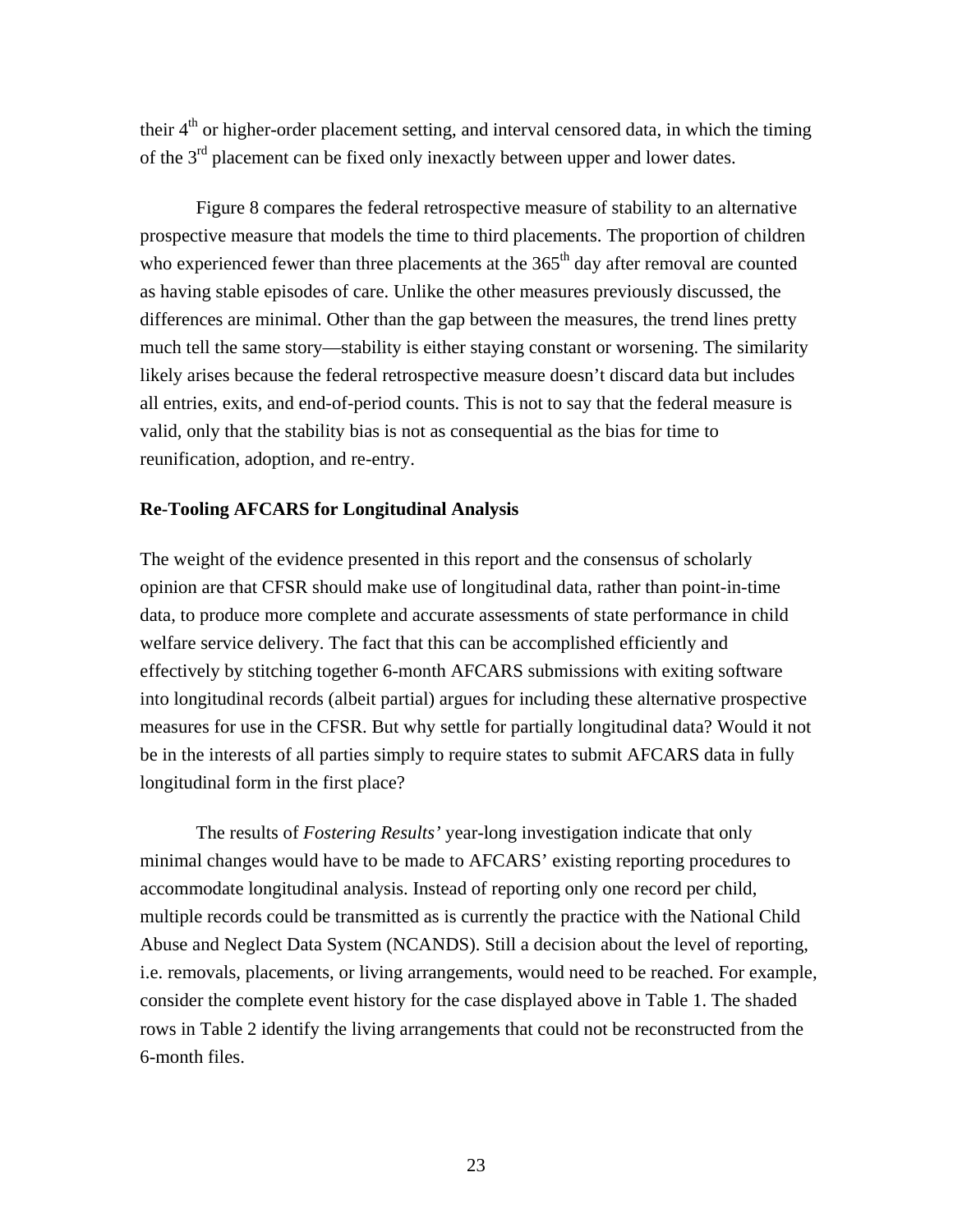their 4th or higher-order placement setting, and interval censored data, in which the timing of the 3rd placement can be fixed only inexactly between upper and lower dates.

Figure 8 compares the federal retrospective measure of stability to an alternative prospective measure that models the time to third placements. The proportion of children who experienced fewer than three placements at the 365th day after removal are counted as having stable episodes of care. Unlike the other measures previously discussed, the differences are minimal. Other than the gap between the measures, the trend lines pretty much tell the same story—stability is either staying constant or worsening. The similarity likely arises because the federal retrospective measure doesn't discard data but includes all entries, exits, and end-of-period counts. This is not to say that the federal measure is valid, only that the stability bias is not as consequential as the bias for time to reunification, adoption, and re-entry.

**Re-Tooling AFCARS for Longitudinal Analysis**

The weight of the evidence presented in this report and the consensus of scholarly opinion are that CFSR should make use of longitudinal data, rather than point-in-time data, to produce more complete and accurate assessments of state performance in child welfare service delivery. The fact that this can be accomplished efficiently and effectively by stitching together 6-month AFCARS submissions with exiting software into longitudinal records (albeit partial) argues for including these alternative prospective measures for use in the CFSR. But why settle for partially longitudinal data? Would it not be in the interests of all parties simply to require states to submit AFCARS data in fully longitudinal form in the first place?

The results of *Fostering Results'* year-long investigation indicate that only minimal changes would have to be made to AFCARS' existing reporting procedures to accommodate longitudinal analysis. Instead of reporting only one record per child, multiple records could be transmitted as is currently the practice with the National Child Abuse and Neglect Data System (NCANDS). Still a decision about the level of reporting, i.e. removals, placements, or living arrangements, would need to be reached. For example, consider the complete event history for the case displayed above in Table 1. The shaded rows in Table 2 identify the living arrangements that could not be reconstructed from the 6-month files.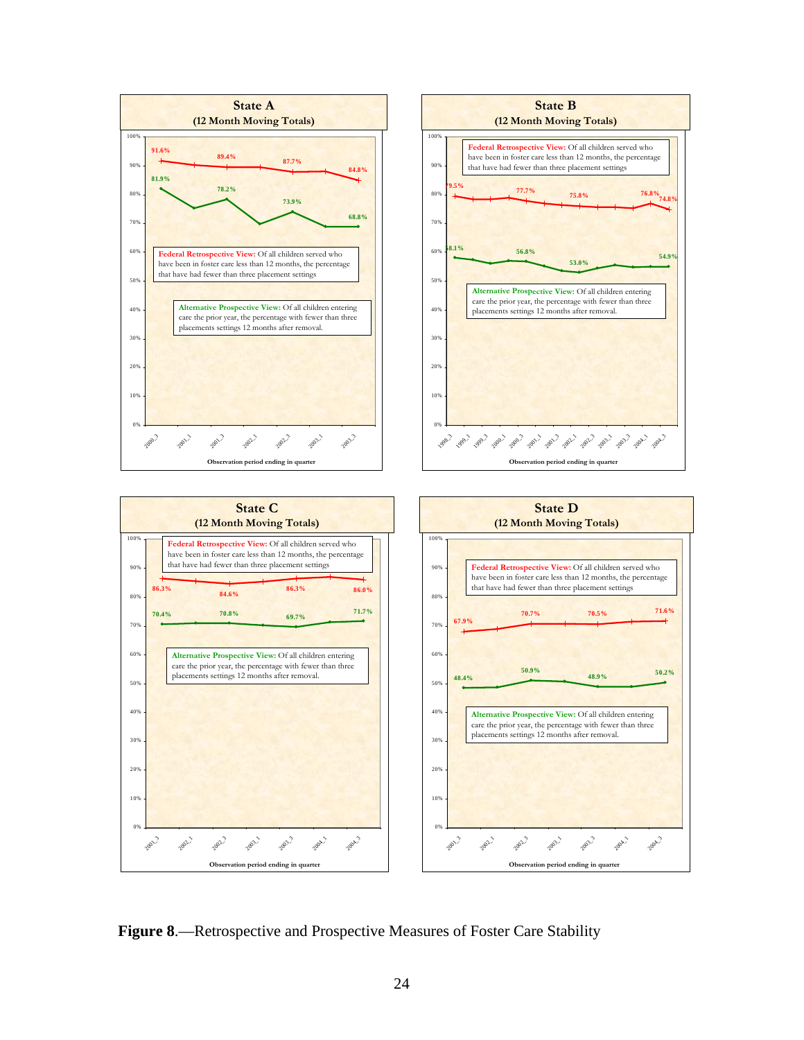**State A**
**(12 Month Moving Totals)**

**Federal Retrospective View:** Of all children served who have been in foster care less than 12 months, the percentage that have had fewer than three placement settings

**Alternative Prospective View:** Of all children entering care the prior year, the percentage with fewer than three placements settings 12 months after removal.

**State B**
**(12 Month Moving Totals)**

**Federal Retrospective View:** Of all children served who have been in foster care less than 12 months, the percentage that have had fewer than three placement settings

**Alternative Prospective View:** Of all children entering care the prior year, the percentage with fewer than three placements settings 12 months after removal.

**State C**
**(12 Month Moving Totals)**

**Federal Retrospective View:** Of all children served who have been in foster care less than 12 months, the percentage that have had fewer than three placement settings

**Alternative Prospective View:** Of all children entering care the prior year, the percentage with fewer than three placements settings 12 months after removal.

**State D**
**(12 Month Moving Totals)**

**Federal Retrospective View:** Of all children served who have been in foster care less than 12 months, the percentage that have had fewer than three placement settings

**Alternative Prospective View:** Of all children entering care the prior year, the percentage with fewer than three placements settings 12 months after removal.

**Figure 8**.—Retrospective and Prospective Measures of Foster Care Stability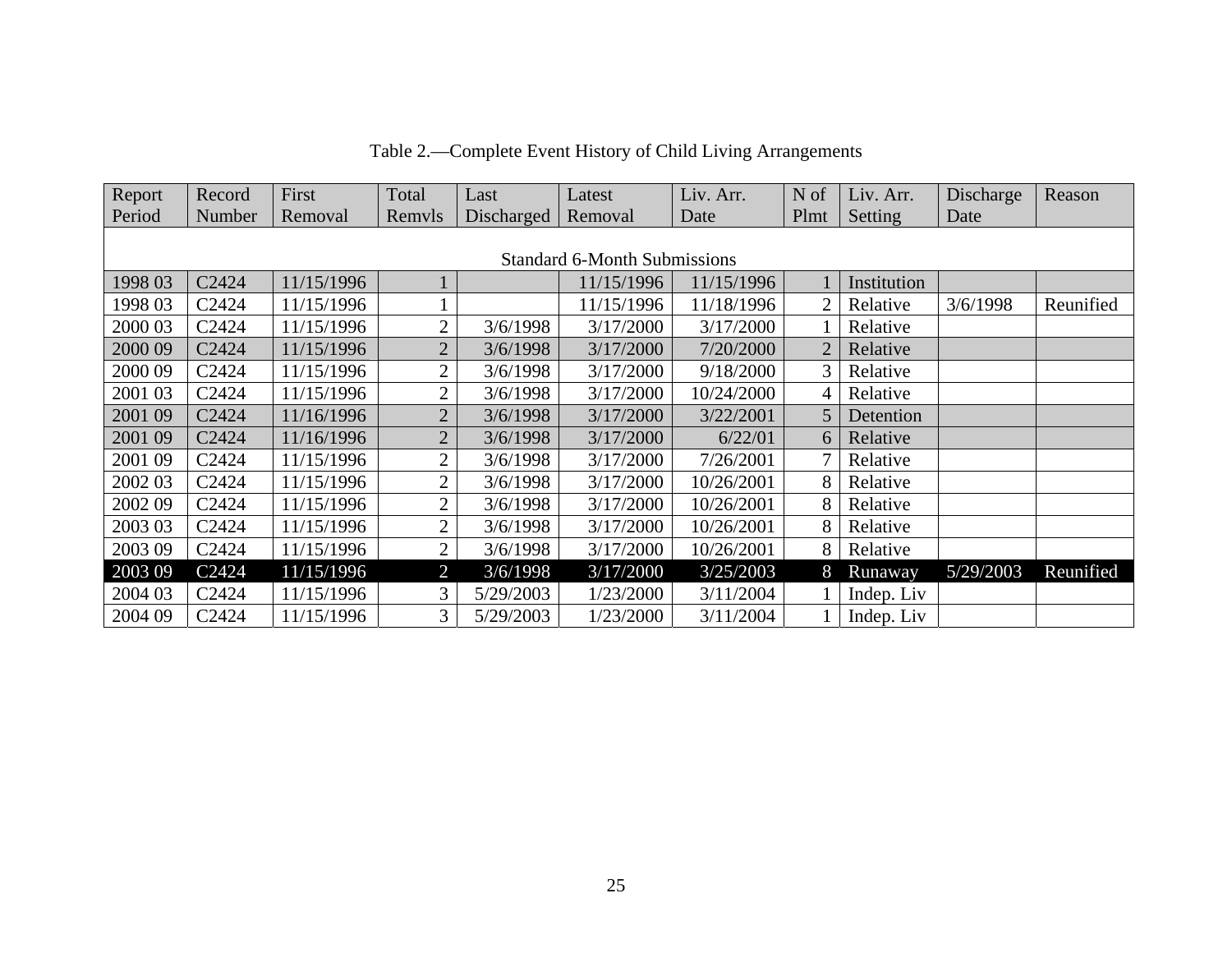Table 2.—Complete Event History of Child Living Arrangements

| Report Period | Record Number | First Removal | Total Remvls | Last Discharged | Latest Removal | Liv. Arr. Date | N of Plmt | Liv. Arr. Setting | Discharge Date | Reason |
|---|---|---|---|---|---|---|---|---|---|---|
| Standard 6-Month Submissions | | | | | | | | | | |
| 1998 03 | C2424 | 11/15/1996 | 1 | | 11/15/1996 | 11/15/1996 | 1 | Institution | | |
| 1998 03 | C2424 | 11/15/1996 | 1 | | 11/15/1996 | 11/18/1996 | 2 | Relative | 3/6/1998 | Reunified |
| 2000 03 | C2424 | 11/15/1996 | 2 | 3/6/1998 | 3/17/2000 | 3/17/2000 | 1 | Relative | | |
| 2000 09 | C2424 | 11/15/1996 | 2 | 3/6/1998 | 3/17/2000 | 7/20/2000 | 2 | Relative | | |
| 2000 09 | C2424 | 11/15/1996 | 2 | 3/6/1998 | 3/17/2000 | 9/18/2000 | 3 | Relative | | |
| 2001 03 | C2424 | 11/15/1996 | 2 | 3/6/1998 | 3/17/2000 | 10/24/2000 | 4 | Relative | | |
| 2001 09 | C2424 | 11/16/1996 | 2 | 3/6/1998 | 3/17/2000 | 3/22/2001 | 5 | Detention | | |
| 2001 09 | C2424 | 11/16/1996 | 2 | 3/6/1998 | 3/17/2000 | 6/22/01 | 6 | Relative | | |
| 2001 09 | C2424 | 11/15/1996 | 2 | 3/6/1998 | 3/17/2000 | 7/26/2001 | 7 | Relative | | |
| 2002 03 | C2424 | 11/15/1996 | 2 | 3/6/1998 | 3/17/2000 | 10/26/2001 | 8 | Relative | | |
| 2002 09 | C2424 | 11/15/1996 | 2 | 3/6/1998 | 3/17/2000 | 10/26/2001 | 8 | Relative | | |
| 2003 03 | C2424 | 11/15/1996 | 2 | 3/6/1998 | 3/17/2000 | 10/26/2001 | 8 | Relative | | |
| 2003 09 | C2424 | 11/15/1996 | 2 | 3/6/1998 | 3/17/2000 | 10/26/2001 | 8 | Relative | | |
| 2003 09 | C2424 | 11/15/1996 | 2 | 3/6/1998 | 3/17/2000 | 3/25/2003 | 8 | Runaway | 5/29/2003 | Reunified |
| 2004 03 | C2424 | 11/15/1996 | 3 | 5/29/2003 | 1/23/2000 | 3/11/2004 | 1 | Indep. Liv | | |
| 2004 09 | C2424 | 11/15/1996 | 3 | 5/29/2003 | 1/23/2000 | 3/11/2004 | 1 | Indep. Liv | | |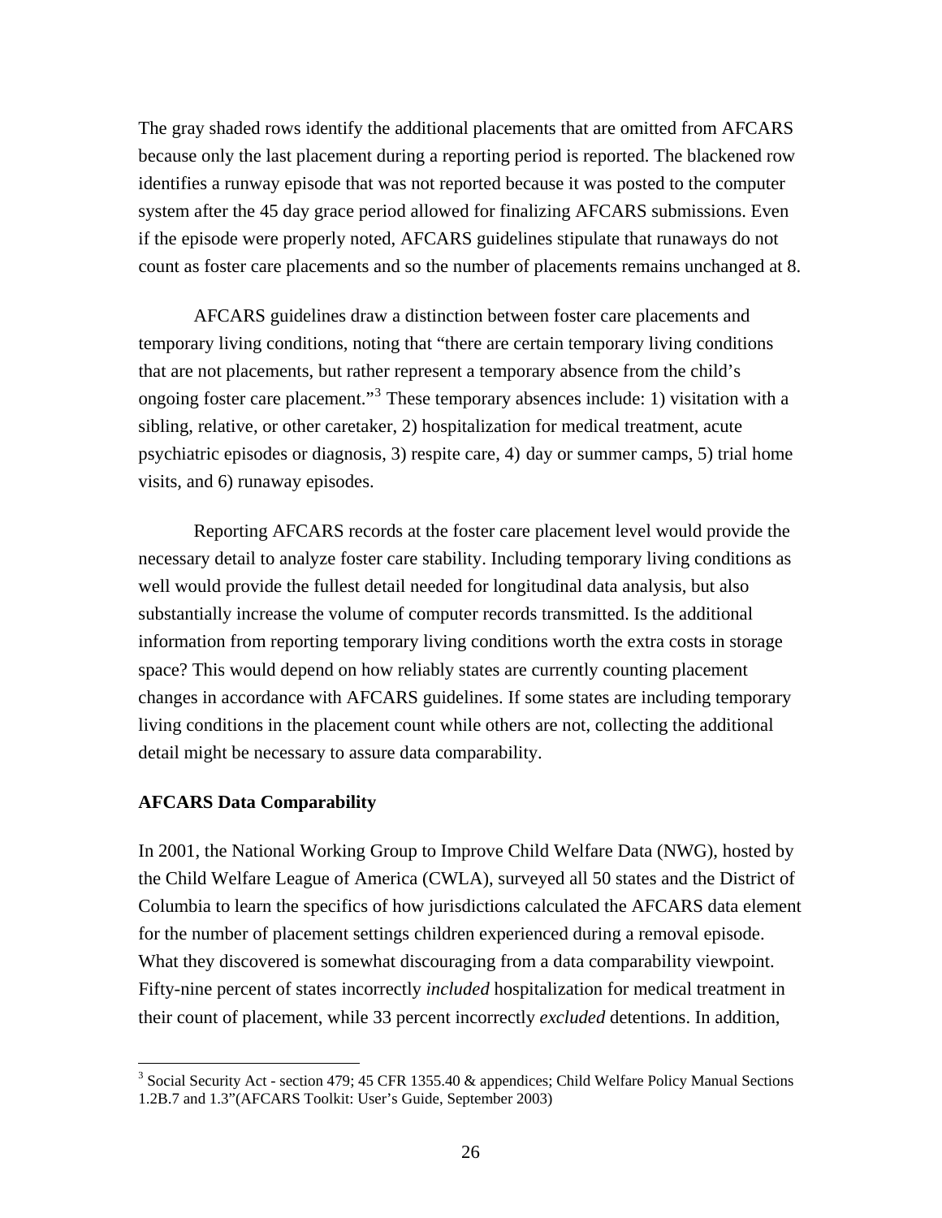The gray shaded rows identify the additional placements that are omitted from AFCARS because only the last placement during a reporting period is reported. The blackened row identifies a runway episode that was not reported because it was posted to the computer system after the 45 day grace period allowed for finalizing AFCARS submissions. Even if the episode were properly noted, AFCARS guidelines stipulate that runaways do not count as foster care placements and so the number of placements remains unchanged at 8.

AFCARS guidelines draw a distinction between foster care placements and temporary living conditions, noting that "there are certain temporary living conditions that are not placements, but rather represent a temporary absence from the child's ongoing foster care placement."[3] These temporary absences include: 1) visitation with a sibling, relative, or other caretaker, 2) hospitalization for medical treatment, acute psychiatric episodes or diagnosis, 3) respite care, 4) day or summer camps, 5) trial home visits, and 6) runaway episodes.

Reporting AFCARS records at the foster care placement level would provide the necessary detail to analyze foster care stability. Including temporary living conditions as well would provide the fullest detail needed for longitudinal data analysis, but also substantially increase the volume of computer records transmitted. Is the additional information from reporting temporary living conditions worth the extra costs in storage space? This would depend on how reliably states are currently counting placement changes in accordance with AFCARS guidelines. If some states are including temporary living conditions in the placement count while others are not, collecting the additional detail might be necessary to assure data comparability.

**AFCARS Data Comparability**

In 2001, the National Working Group to Improve Child Welfare Data (NWG), hosted by the Child Welfare League of America (CWLA), surveyed all 50 states and the District of Columbia to learn the specifics of how jurisdictions calculated the AFCARS data element for the number of placement settings children experienced during a removal episode. What they discovered is somewhat discouraging from a data comparability viewpoint. Fifty-nine percent of states incorrectly *included* hospitalization for medical treatment in their count of placement, while 33 percent incorrectly *excluded* detentions. In addition,

[3] Social Security Act - section 479; 45 CFR 1355.40 & appendices; Child Welfare Policy Manual Sections 1.2B.7 and 1.3"(AFCARS Toolkit: User's Guide, September 2003)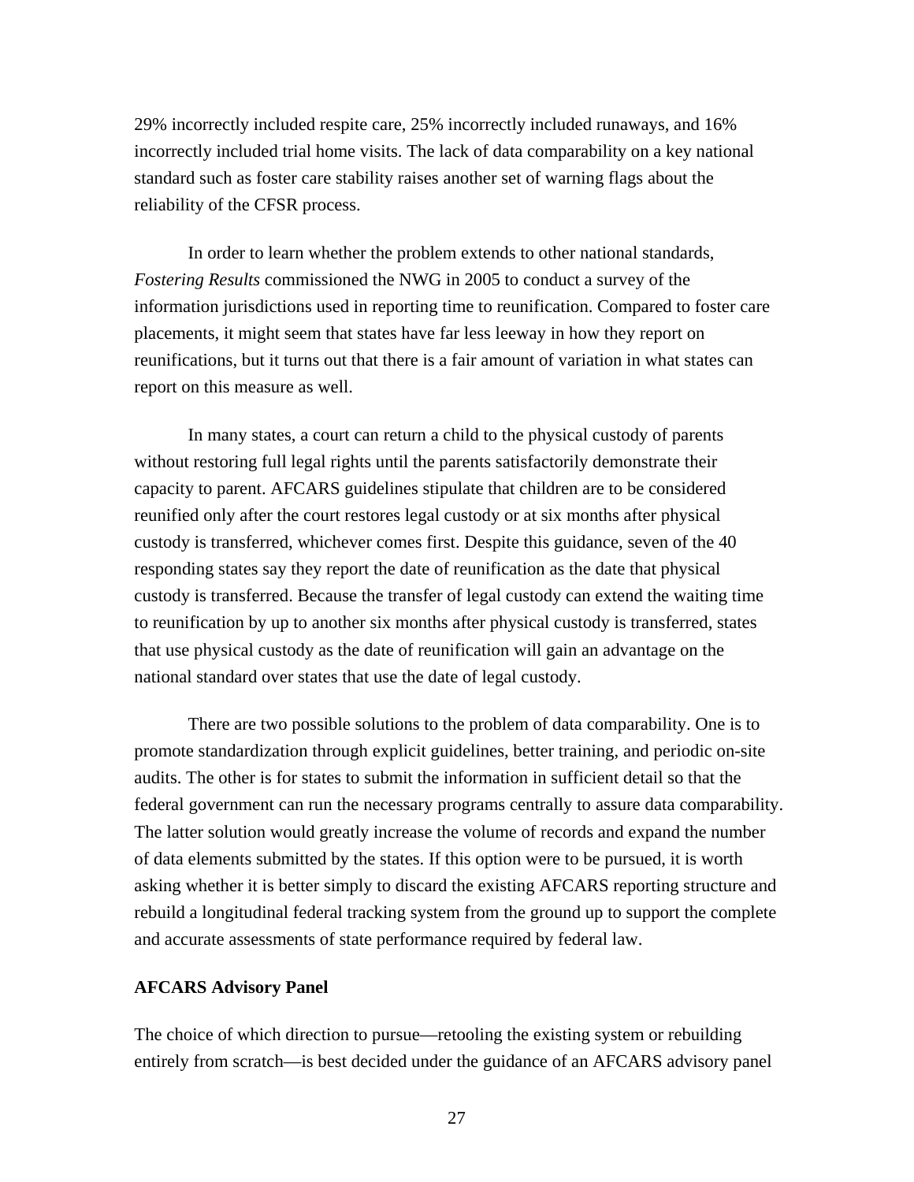29% incorrectly included respite care, 25% incorrectly included runaways, and 16% incorrectly included trial home visits. The lack of data comparability on a key national standard such as foster care stability raises another set of warning flags about the reliability of the CFSR process.

In order to learn whether the problem extends to other national standards, *Fostering Results* commissioned the NWG in 2005 to conduct a survey of the information jurisdictions used in reporting time to reunification. Compared to foster care placements, it might seem that states have far less leeway in how they report on reunifications, but it turns out that there is a fair amount of variation in what states can report on this measure as well.

In many states, a court can return a child to the physical custody of parents without restoring full legal rights until the parents satisfactorily demonstrate their capacity to parent. AFCARS guidelines stipulate that children are to be considered reunified only after the court restores legal custody or at six months after physical custody is transferred, whichever comes first. Despite this guidance, seven of the 40 responding states say they report the date of reunification as the date that physical custody is transferred. Because the transfer of legal custody can extend the waiting time to reunification by up to another six months after physical custody is transferred, states that use physical custody as the date of reunification will gain an advantage on the national standard over states that use the date of legal custody.

There are two possible solutions to the problem of data comparability. One is to promote standardization through explicit guidelines, better training, and periodic on-site audits. The other is for states to submit the information in sufficient detail so that the federal government can run the necessary programs centrally to assure data comparability. The latter solution would greatly increase the volume of records and expand the number of data elements submitted by the states. If this option were to be pursued, it is worth asking whether it is better simply to discard the existing AFCARS reporting structure and rebuild a longitudinal federal tracking system from the ground up to support the complete and accurate assessments of state performance required by federal law.

**AFCARS Advisory Panel**

The choice of which direction to pursue—retooling the existing system or rebuilding entirely from scratch—is best decided under the guidance of an AFCARS advisory panel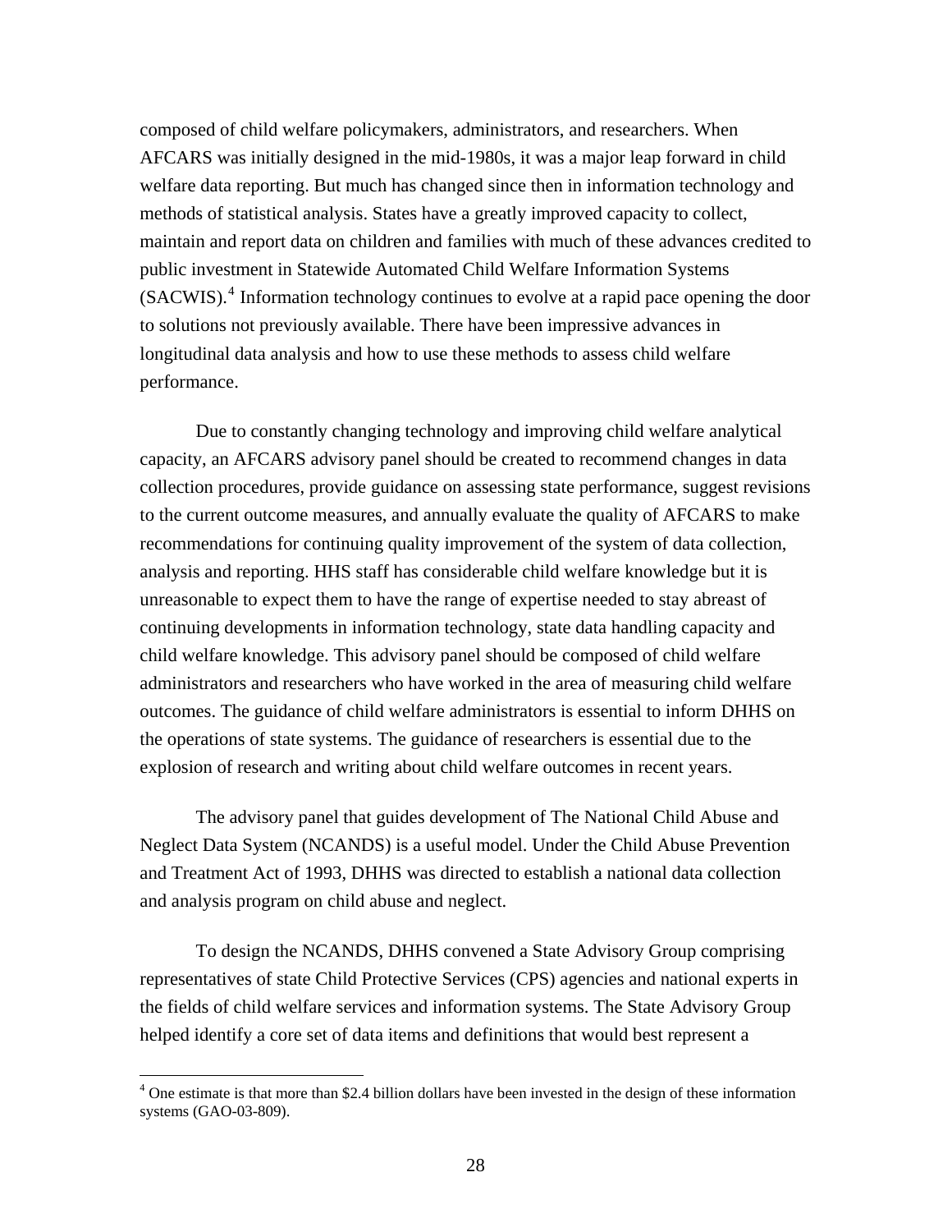composed of child welfare policymakers, administrators, and researchers. When AFCARS was initially designed in the mid-1980s, it was a major leap forward in child welfare data reporting. But much has changed since then in information technology and methods of statistical analysis. States have a greatly improved capacity to collect, maintain and report data on children and families with much of these advances credited to public investment in Statewide Automated Child Welfare Information Systems (SACWIS).[4] Information technology continues to evolve at a rapid pace opening the door to solutions not previously available. There have been impressive advances in longitudinal data analysis and how to use these methods to assess child welfare performance.

Due to constantly changing technology and improving child welfare analytical capacity, an AFCARS advisory panel should be created to recommend changes in data collection procedures, provide guidance on assessing state performance, suggest revisions to the current outcome measures, and annually evaluate the quality of AFCARS to make recommendations for continuing quality improvement of the system of data collection, analysis and reporting. HHS staff has considerable child welfare knowledge but it is unreasonable to expect them to have the range of expertise needed to stay abreast of continuing developments in information technology, state data handling capacity and child welfare knowledge. This advisory panel should be composed of child welfare administrators and researchers who have worked in the area of measuring child welfare outcomes. The guidance of child welfare administrators is essential to inform DHHS on the operations of state systems. The guidance of researchers is essential due to the explosion of research and writing about child welfare outcomes in recent years.

The advisory panel that guides development of The National Child Abuse and Neglect Data System (NCANDS) is a useful model. Under the Child Abuse Prevention and Treatment Act of 1993, DHHS was directed to establish a national data collection and analysis program on child abuse and neglect.

To design the NCANDS, DHHS convened a State Advisory Group comprising representatives of state Child Protective Services (CPS) agencies and national experts in the fields of child welfare services and information systems. The State Advisory Group helped identify a core set of data items and definitions that would best represent a

---

[4] One estimate is that more than $2.4 billion dollars have been invested in the design of these information systems (GAO-03-809).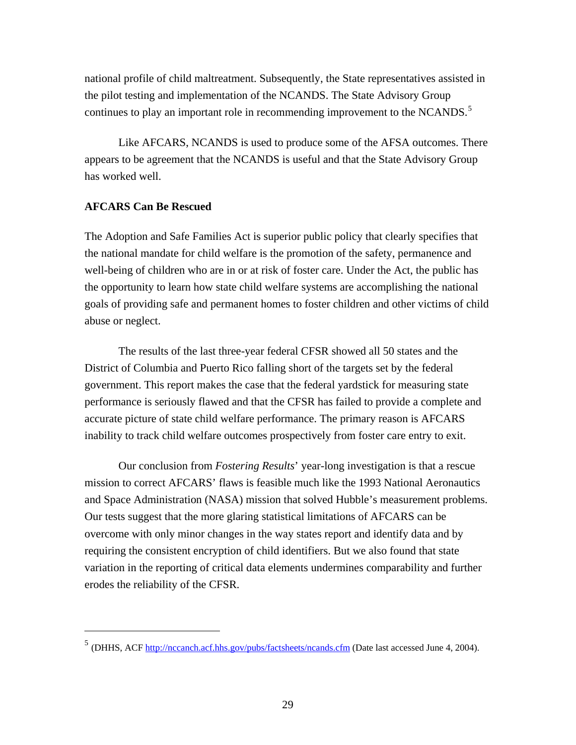national profile of child maltreatment. Subsequently, the State representatives assisted in the pilot testing and implementation of the NCANDS. The State Advisory Group continues to play an important role in recommending improvement to the NCANDS.[5]

Like AFCARS, NCANDS is used to produce some of the AFSA outcomes. There appears to be agreement that the NCANDS is useful and that the State Advisory Group has worked well.

**AFCARS Can Be Rescued**

The Adoption and Safe Families Act is superior public policy that clearly specifies that the national mandate for child welfare is the promotion of the safety, permanence and well-being of children who are in or at risk of foster care. Under the Act, the public has the opportunity to learn how state child welfare systems are accomplishing the national goals of providing safe and permanent homes to foster children and other victims of child abuse or neglect.

The results of the last three-year federal CFSR showed all 50 states and the District of Columbia and Puerto Rico falling short of the targets set by the federal government. This report makes the case that the federal yardstick for measuring state performance is seriously flawed and that the CFSR has failed to provide a complete and accurate picture of state child welfare performance. The primary reason is AFCARS inability to track child welfare outcomes prospectively from foster care entry to exit.

Our conclusion from *Fostering Results*' year-long investigation is that a rescue mission to correct AFCARS' flaws is feasible much like the 1993 National Aeronautics and Space Administration (NASA) mission that solved Hubble's measurement problems. Our tests suggest that the more glaring statistical limitations of AFCARS can be overcome with only minor changes in the way states report and identify data and by requiring the consistent encryption of child identifiers. But we also found that state variation in the reporting of critical data elements undermines comparability and further erodes the reliability of the CFSR.

---

[5] (DHHS, ACF http://nccanch.acf.hhs.gov/pubs/factsheets/ncands.cfm (Date last accessed June 4, 2004).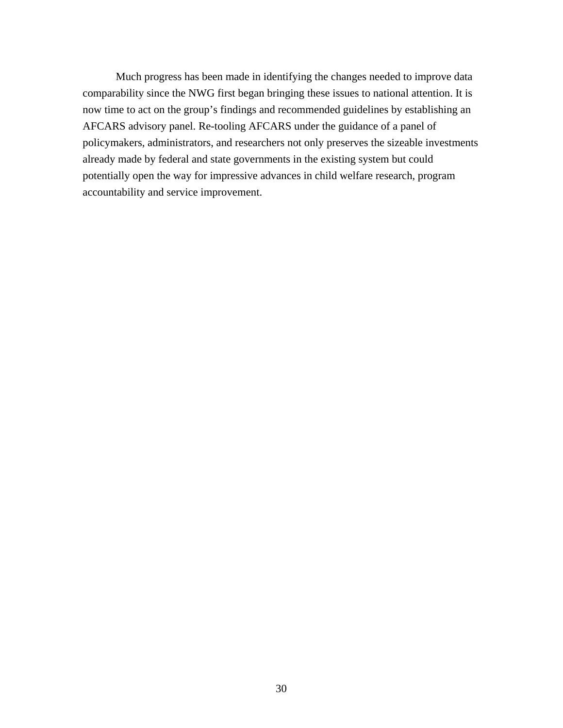Much progress has been made in identifying the changes needed to improve data comparability since the NWG first began bringing these issues to national attention. It is now time to act on the group's findings and recommended guidelines by establishing an AFCARS advisory panel. Re-tooling AFCARS under the guidance of a panel of policymakers, administrators, and researchers not only preserves the sizeable investments already made by federal and state governments in the existing system but could potentially open the way for impressive advances in child welfare research, program accountability and service improvement.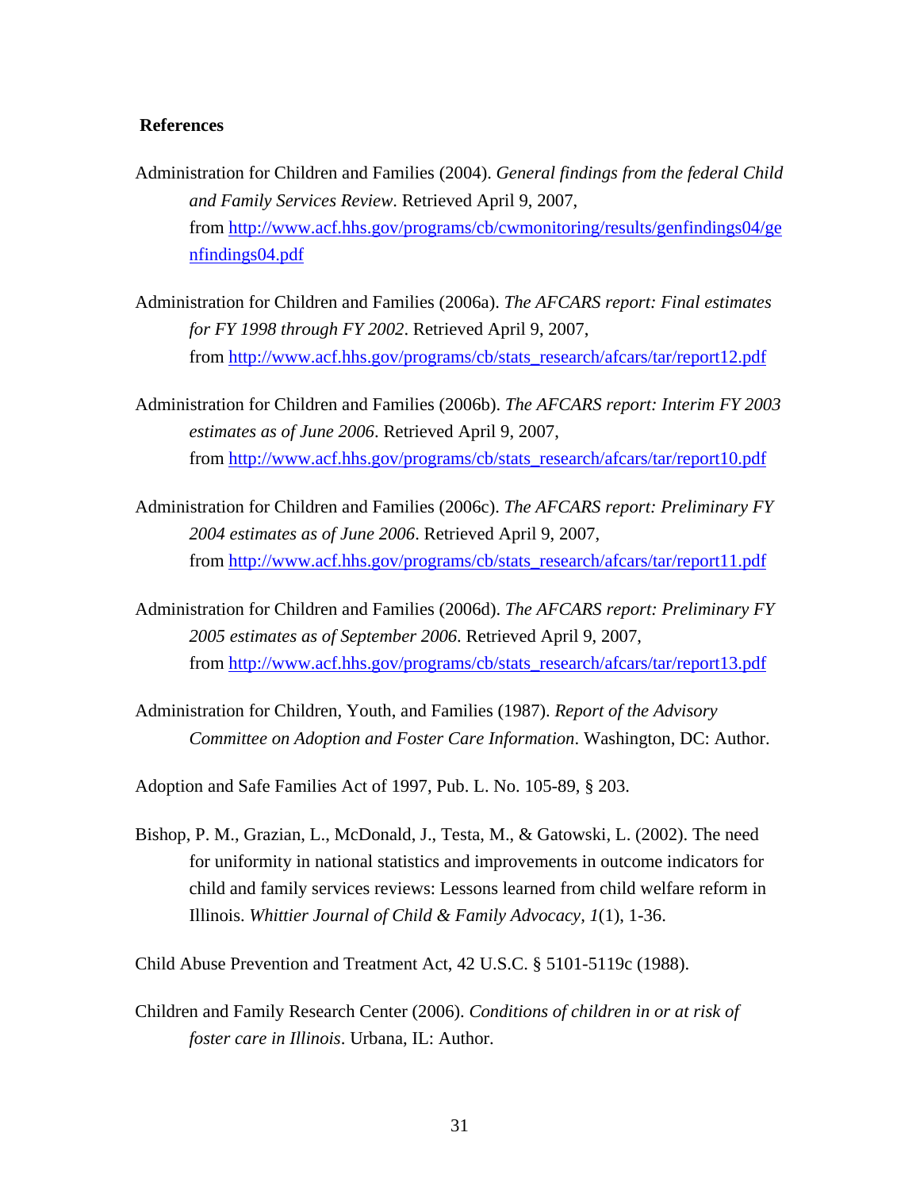## References

Administration for Children and Families (2004). *General findings from the federal Child and Family Services Review*. Retrieved April 9, 2007, from http://www.acf.hhs.gov/programs/cb/cwmonitoring/results/genfindings04/genfindings04.pdf

Administration for Children and Families (2006a). *The AFCARS report: Final estimates for FY 1998 through FY 2002*. Retrieved April 9, 2007, from http://www.acf.hhs.gov/programs/cb/stats_research/afcars/tar/report12.pdf

Administration for Children and Families (2006b). *The AFCARS report: Interim FY 2003 estimates as of June 2006*. Retrieved April 9, 2007, from http://www.acf.hhs.gov/programs/cb/stats_research/afcars/tar/report10.pdf

Administration for Children and Families (2006c). *The AFCARS report: Preliminary FY 2004 estimates as of June 2006*. Retrieved April 9, 2007, from http://www.acf.hhs.gov/programs/cb/stats_research/afcars/tar/report11.pdf

Administration for Children and Families (2006d). *The AFCARS report: Preliminary FY 2005 estimates as of September 2006*. Retrieved April 9, 2007, from http://www.acf.hhs.gov/programs/cb/stats_research/afcars/tar/report13.pdf

Administration for Children, Youth, and Families (1987). *Report of the Advisory Committee on Adoption and Foster Care Information*. Washington, DC: Author.

Adoption and Safe Families Act of 1997, Pub. L. No. 105-89, § 203.

Bishop, P. M., Grazian, L., McDonald, J., Testa, M., & Gatowski, L. (2002). The need for uniformity in national statistics and improvements in outcome indicators for child and family services reviews: Lessons learned from child welfare reform in Illinois. *Whittier Journal of Child & Family Advocacy, 1*(1), 1-36.

Child Abuse Prevention and Treatment Act, 42 U.S.C. § 5101-5119c (1988).

Children and Family Research Center (2006). *Conditions of children in or at risk of foster care in Illinois*. Urbana, IL: Author.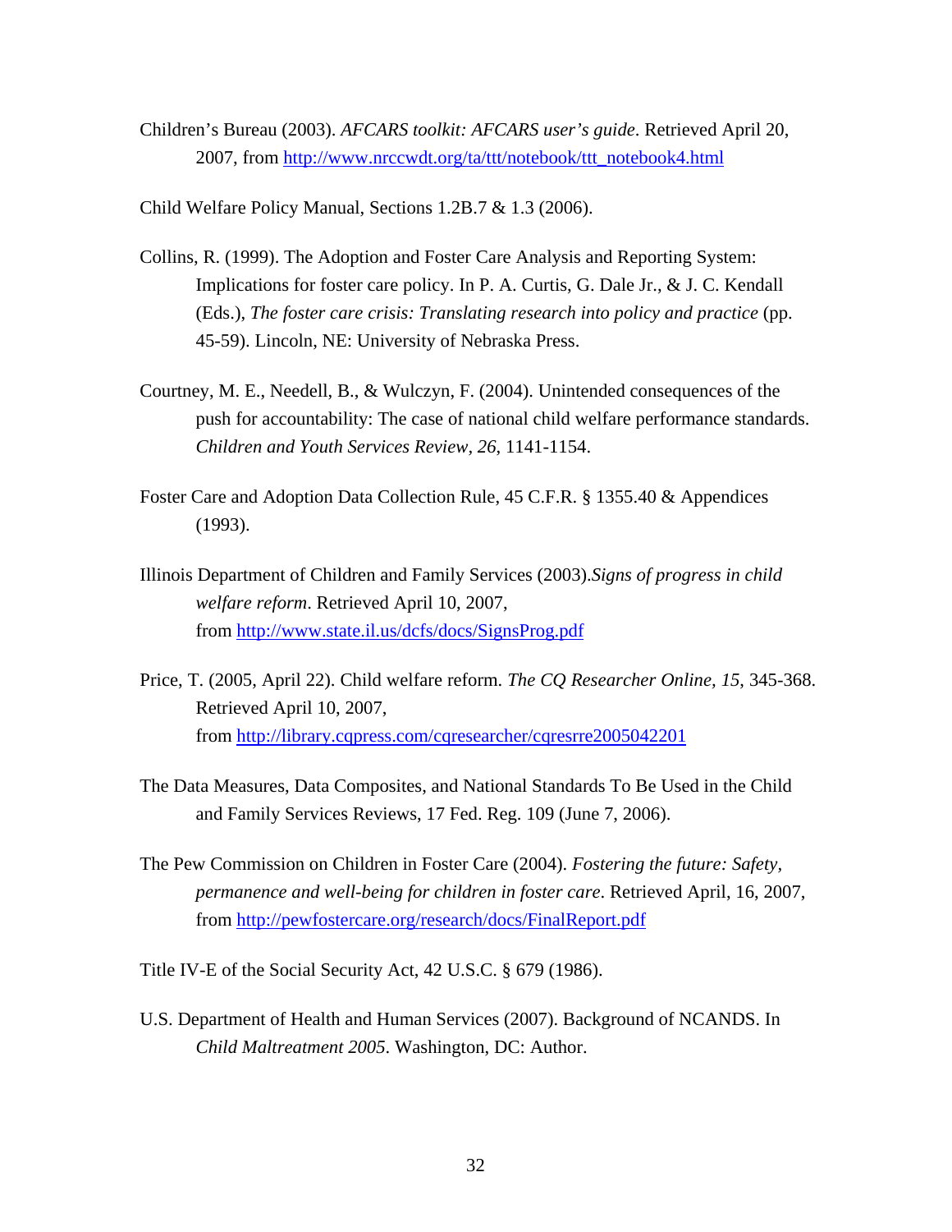Children's Bureau (2003). *AFCARS toolkit: AFCARS user's guide*. Retrieved April 20, 2007, from http://www.nrccwdt.org/ta/ttt/notebook/ttt_notebook4.html

Child Welfare Policy Manual, Sections 1.2B.7 & 1.3 (2006).

Collins, R. (1999). The Adoption and Foster Care Analysis and Reporting System: Implications for foster care policy. In P. A. Curtis, G. Dale Jr., & J. C. Kendall (Eds.), *The foster care crisis: Translating research into policy and practice* (pp. 45-59). Lincoln, NE: University of Nebraska Press.

Courtney, M. E., Needell, B., & Wulczyn, F. (2004). Unintended consequences of the push for accountability: The case of national child welfare performance standards. *Children and Youth Services Review, 26*, 1141-1154.

Foster Care and Adoption Data Collection Rule, 45 C.F.R. § 1355.40 & Appendices (1993).

Illinois Department of Children and Family Services (2003).*Signs of progress in child welfare reform*. Retrieved April 10, 2007, from http://www.state.il.us/dcfs/docs/SignsProg.pdf

Price, T. (2005, April 22). Child welfare reform. *The CQ Researcher Online, 15*, 345-368. Retrieved April 10, 2007, from http://library.cqpress.com/cqresearcher/cqresrre2005042201

The Data Measures, Data Composites, and National Standards To Be Used in the Child and Family Services Reviews, 17 Fed. Reg. 109 (June 7, 2006).

The Pew Commission on Children in Foster Care (2004). *Fostering the future: Safety, permanence and well-being for children in foster care*. Retrieved April, 16, 2007, from http://pewfostercare.org/research/docs/FinalReport.pdf

Title IV-E of the Social Security Act, 42 U.S.C. § 679 (1986).

U.S. Department of Health and Human Services (2007). Background of NCANDS. In *Child Maltreatment 2005*. Washington, DC: Author.